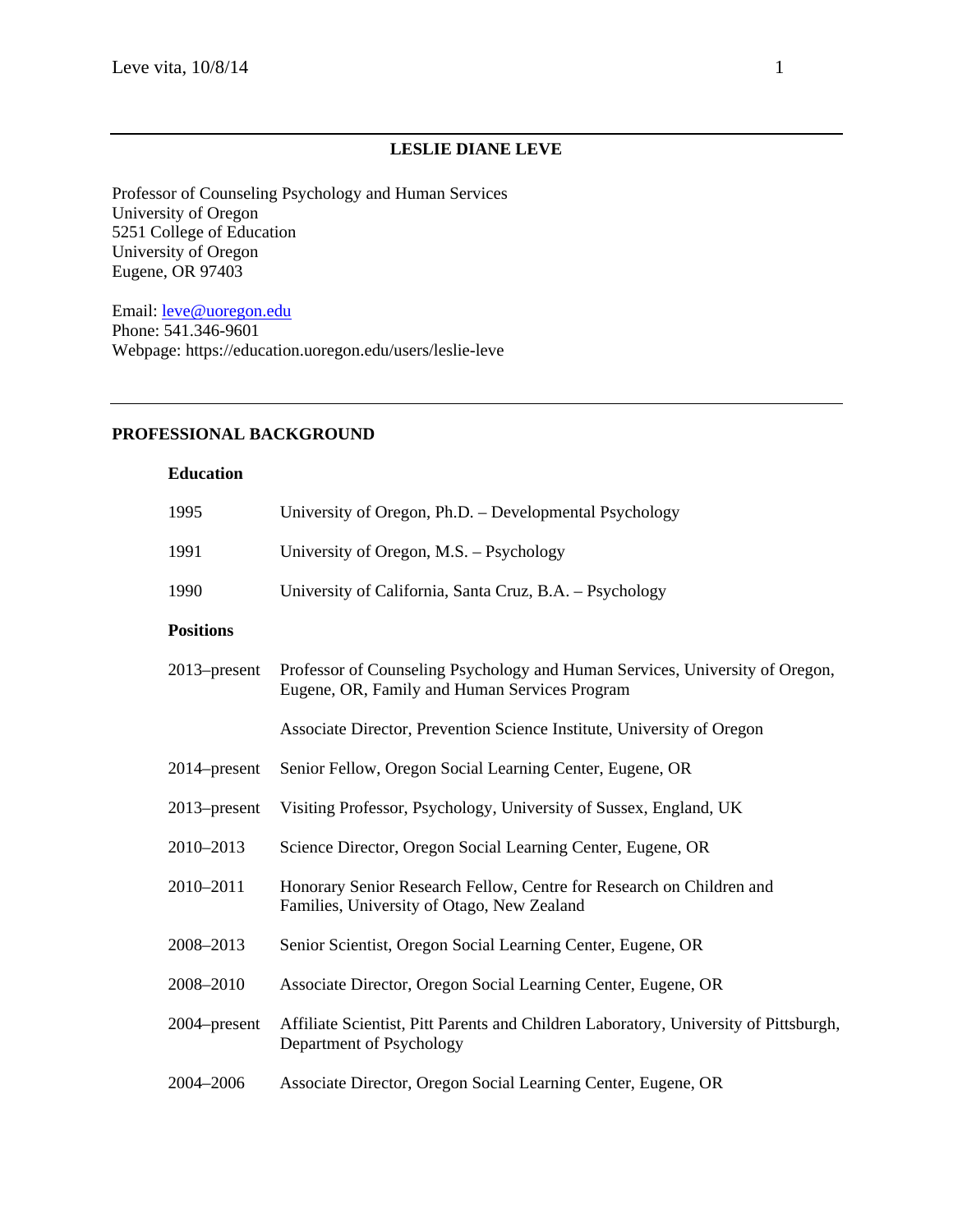# LESLIE DIANE LEVE

Professor of Counseling Psychology and Human Services
University of Oregon
5251 College of Education
University of Oregon
Eugene, OR 97403

Email: leve@uoregon.edu
Phone: 541.346-9601
Webpage: https://education.uoregon.edu/users/leslie-leve

## PROFESSIONAL BACKGROUND

### Education

| | |
|---|---|
| 1995 | University of Oregon, Ph.D. – Developmental Psychology |
| 1991 | University of Oregon, M.S. – Psychology |
| 1990 | University of California, Santa Cruz, B.A. – Psychology |

### Positions

| | |
|---|---|
| 2013–present | Professor of Counseling Psychology and Human Services, University of Oregon, Eugene, OR, Family and Human Services Program |
| | Associate Director, Prevention Science Institute, University of Oregon |
| 2014–present | Senior Fellow, Oregon Social Learning Center, Eugene, OR |
| 2013–present | Visiting Professor, Psychology, University of Sussex, England, UK |
| 2010–2013 | Science Director, Oregon Social Learning Center, Eugene, OR |
| 2010–2011 | Honorary Senior Research Fellow, Centre for Research on Children and Families, University of Otago, New Zealand |
| 2008–2013 | Senior Scientist, Oregon Social Learning Center, Eugene, OR |
| 2008–2010 | Associate Director, Oregon Social Learning Center, Eugene, OR |
| 2004–present | Affiliate Scientist, Pitt Parents and Children Laboratory, University of Pittsburgh, Department of Psychology |
| 2004–2006 | Associate Director, Oregon Social Learning Center, Eugene, OR |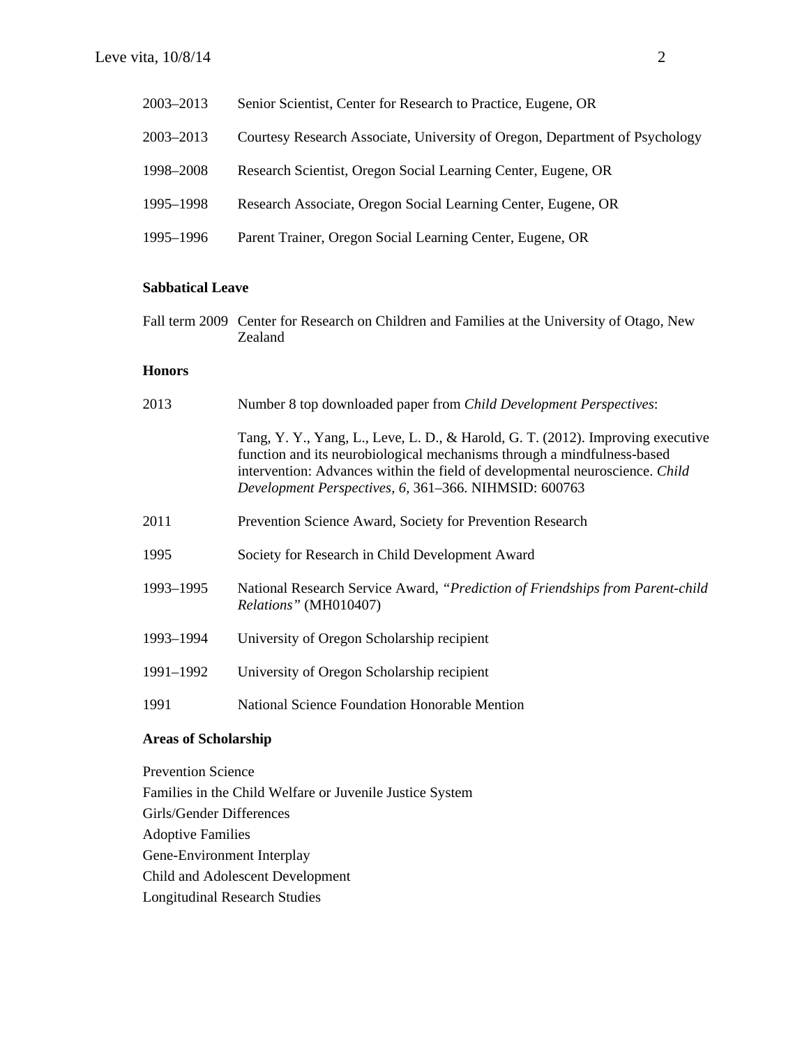2003–2013 Senior Scientist, Center for Research to Practice, Eugene, OR

2003–2013 Courtesy Research Associate, University of Oregon, Department of Psychology

1998–2008 Research Scientist, Oregon Social Learning Center, Eugene, OR

1995–1998 Research Associate, Oregon Social Learning Center, Eugene, OR

1995–1996 Parent Trainer, Oregon Social Learning Center, Eugene, OR

**Sabbatical Leave**

Fall term 2009 Center for Research on Children and Families at the University of Otago, New Zealand

**Honors**

2013 Number 8 top downloaded paper from *Child Development Perspectives*:

Tang, Y. Y., Yang, L., Leve, L. D., & Harold, G. T. (2012). Improving executive function and its neurobiological mechanisms through a mindfulness-based intervention: Advances within the field of developmental neuroscience. *Child Development Perspectives, 6,* 361–366. NIHMSID: 600763

2011 Prevention Science Award, Society for Prevention Research

1995 Society for Research in Child Development Award

1993–1995 National Research Service Award, *"Prediction of Friendships from Parent-child Relations"* (MH010407)

1993–1994 University of Oregon Scholarship recipient

1991–1992 University of Oregon Scholarship recipient

1991 National Science Foundation Honorable Mention

**Areas of Scholarship**

Prevention Science
Families in the Child Welfare or Juvenile Justice System
Girls/Gender Differences
Adoptive Families
Gene-Environment Interplay
Child and Adolescent Development
Longitudinal Research Studies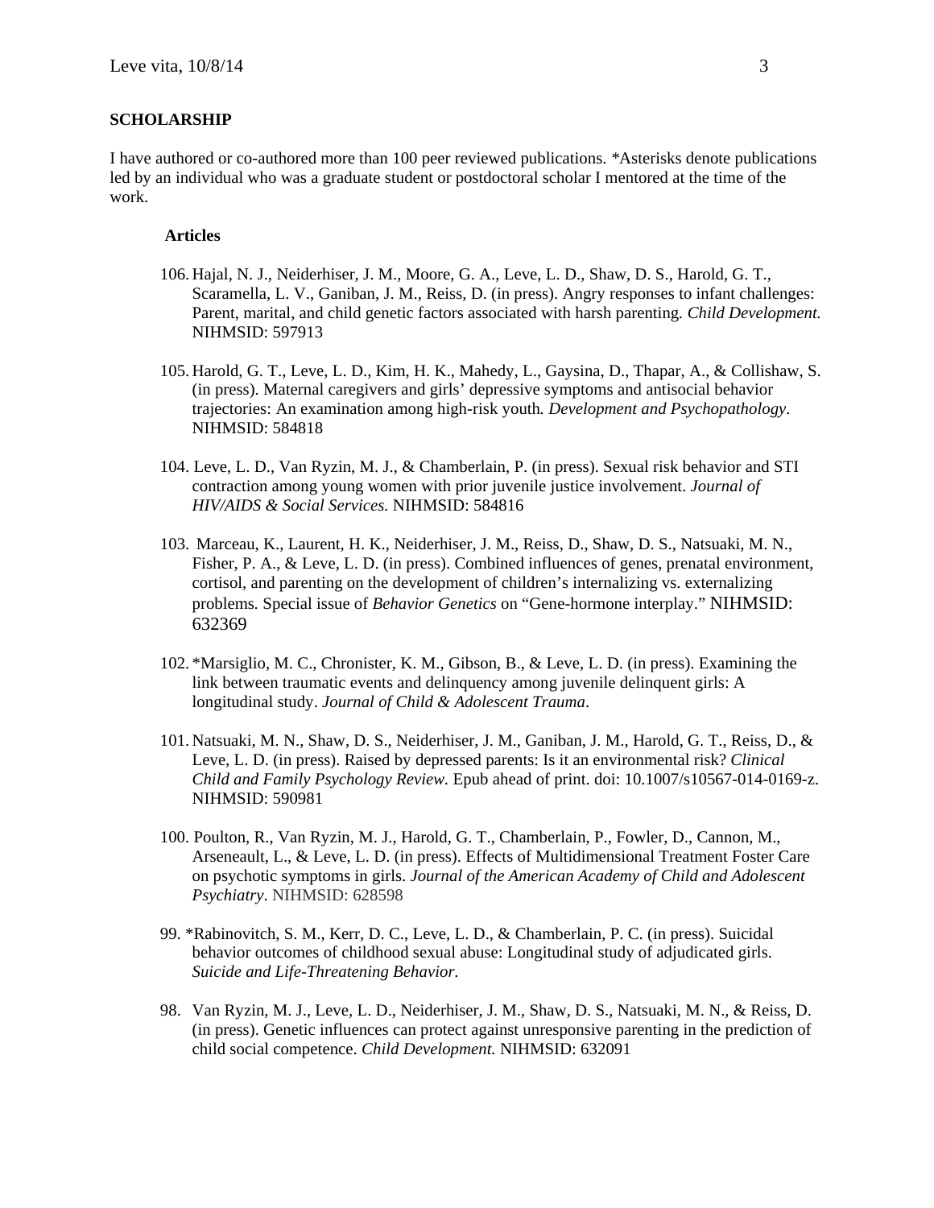## SCHOLARSHIP

I have authored or co-authored more than 100 peer reviewed publications. *Asterisks denote publications led by an individual who was a graduate student or postdoctoral scholar I mentored at the time of the work.

### Articles

106. Hajal, N. J., Neiderhiser, J. M., Moore, G. A., Leve, L. D., Shaw, D. S., Harold, G. T., Scaramella, L. V., Ganiban, J. M., Reiss, D. (in press). Angry responses to infant challenges: Parent, marital, and child genetic factors associated with harsh parenting. *Child Development.* NIHMSID: 597913

105. Harold, G. T., Leve, L. D., Kim, H. K., Mahedy, L., Gaysina, D., Thapar, A., & Collishaw, S. (in press). Maternal caregivers and girls' depressive symptoms and antisocial behavior trajectories: An examination among high-risk youth. *Development and Psychopathology*. NIHMSID: 584818

104. Leve, L. D., Van Ryzin, M. J., & Chamberlain, P. (in press). Sexual risk behavior and STI contraction among young women with prior juvenile justice involvement. *Journal of HIV/AIDS & Social Services.* NIHMSID: 584816

103. Marceau, K., Laurent, H. K., Neiderhiser, J. M., Reiss, D., Shaw, D. S., Natsuaki, M. N., Fisher, P. A., & Leve, L. D. (in press). Combined influences of genes, prenatal environment, cortisol, and parenting on the development of children's internalizing vs. externalizing problems. Special issue of *Behavior Genetics* on "Gene-hormone interplay." NIHMSID: 632369

102. *Marsiglio, M. C., Chronister, K. M., Gibson, B., & Leve, L. D. (in press). Examining the link between traumatic events and delinquency among juvenile delinquent girls: A longitudinal study. *Journal of Child & Adolescent Trauma*.

101. Natsuaki, M. N., Shaw, D. S., Neiderhiser, J. M., Ganiban, J. M., Harold, G. T., Reiss, D., & Leve, L. D. (in press). Raised by depressed parents: Is it an environmental risk? *Clinical Child and Family Psychology Review.* Epub ahead of print. doi: 10.1007/s10567-014-0169-z. NIHMSID: 590981

100. Poulton, R., Van Ryzin, M. J., Harold, G. T., Chamberlain, P., Fowler, D., Cannon, M., Arseneault, L., & Leve, L. D. (in press). Effects of Multidimensional Treatment Foster Care on psychotic symptoms in girls. *Journal of the American Academy of Child and Adolescent Psychiatry*. NIHMSID: 628598

99. *Rabinovitch, S. M., Kerr, D. C., Leve, L. D., & Chamberlain, P. C. (in press). Suicidal behavior outcomes of childhood sexual abuse: Longitudinal study of adjudicated girls. *Suicide and Life-Threatening Behavior.*

98. Van Ryzin, M. J., Leve, L. D., Neiderhiser, J. M., Shaw, D. S., Natsuaki, M. N., & Reiss, D. (in press). Genetic influences can protect against unresponsive parenting in the prediction of child social competence. *Child Development.* NIHMSID: 632091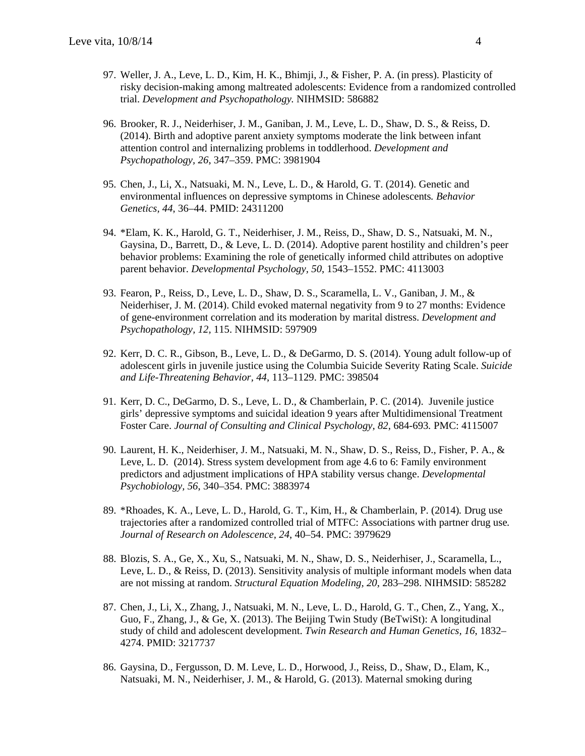97. Weller, J. A., Leve, L. D., Kim, H. K., Bhimji, J., & Fisher, P. A. (in press). Plasticity of risky decision-making among maltreated adolescents: Evidence from a randomized controlled trial. *Development and Psychopathology.* NIHMSID: 586882

96. Brooker, R. J., Neiderhiser, J. M., Ganiban, J. M., Leve, L. D., Shaw, D. S., & Reiss, D. (2014). Birth and adoptive parent anxiety symptoms moderate the link between infant attention control and internalizing problems in toddlerhood. *Development and Psychopathology, 26*, 347–359. PMC: 3981904

95. Chen, J., Li, X., Natsuaki, M. N., Leve, L. D., & Harold, G. T. (2014). Genetic and environmental influences on depressive symptoms in Chinese adolescents*. Behavior Genetics, 44*, 36–44. PMID: 24311200

94. *Elam, K. K., Harold, G. T., Neiderhiser, J. M., Reiss, D., Shaw, D. S., Natsuaki, M. N., Gaysina, D., Barrett, D., & Leve, L. D. (2014). Adoptive parent hostility and children's peer behavior problems: Examining the role of genetically informed child attributes on adoptive parent behavior. *Developmental Psychology*, *50*, 1543–1552. PMC: 4113003

93. Fearon, P., Reiss, D., Leve, L. D., Shaw, D. S., Scaramella, L. V., Ganiban, J. M., & Neiderhiser, J. M. (2014). Child evoked maternal negativity from 9 to 27 months: Evidence of gene-environment correlation and its moderation by marital distress. *Development and Psychopathology, 12*, 115. NIHMSID: 597909

92. Kerr, D. C. R., Gibson, B., Leve, L. D., & DeGarmo, D. S. (2014). Young adult follow-up of adolescent girls in juvenile justice using the Columbia Suicide Severity Rating Scale. *Suicide and Life-Threatening Behavior*, *44*, 113–1129. PMC: 398504

91. Kerr, D. C., DeGarmo, D. S., Leve, L. D., & Chamberlain, P. C. (2014). Juvenile justice girls' depressive symptoms and suicidal ideation 9 years after Multidimensional Treatment Foster Care. *Journal of Consulting and Clinical Psychology, 82*, 684-693. PMC: 4115007

90. Laurent, H. K., Neiderhiser, J. M., Natsuaki, M. N., Shaw, D. S., Reiss, D., Fisher, P. A., & Leve, L. D. (2014). Stress system development from age 4.6 to 6: Family environment predictors and adjustment implications of HPA stability versus change. *Developmental Psychobiology*, *56*, 340–354. PMC: 3883974

89. *Rhoades, K. A., Leve, L. D., Harold, G. T., Kim, H., & Chamberlain, P. (2014)*.* Drug use trajectories after a randomized controlled trial of MTFC: Associations with partner drug use*. Journal of Research on Adolescence, 24*, 40–54. PMC: 3979629

88. Blozis, S. A., Ge, X., Xu, S., Natsuaki, M. N., Shaw, D. S., Neiderhiser, J., Scaramella, L., Leve, L. D., & Reiss, D. (2013). Sensitivity analysis of multiple informant models when data are not missing at random. *Structural Equation Modeling, 20*, 283–298. NIHMSID: 585282

87. Chen, J., Li, X., Zhang, J., Natsuaki, M. N., Leve, L. D., Harold, G. T., Chen, Z., Yang, X., Guo, F., Zhang, J., & Ge, X. (2013). The Beijing Twin Study (BeTwiSt): A longitudinal study of child and adolescent development. *Twin Research and Human Genetics*, *16*, 1832–4274. PMID: 3217737

86. Gaysina, D., Fergusson, D. M. Leve, L. D., Horwood, J., Reiss, D., Shaw, D., Elam, K., Natsuaki, M. N., Neiderhiser, J. M., & Harold, G. (2013). Maternal smoking during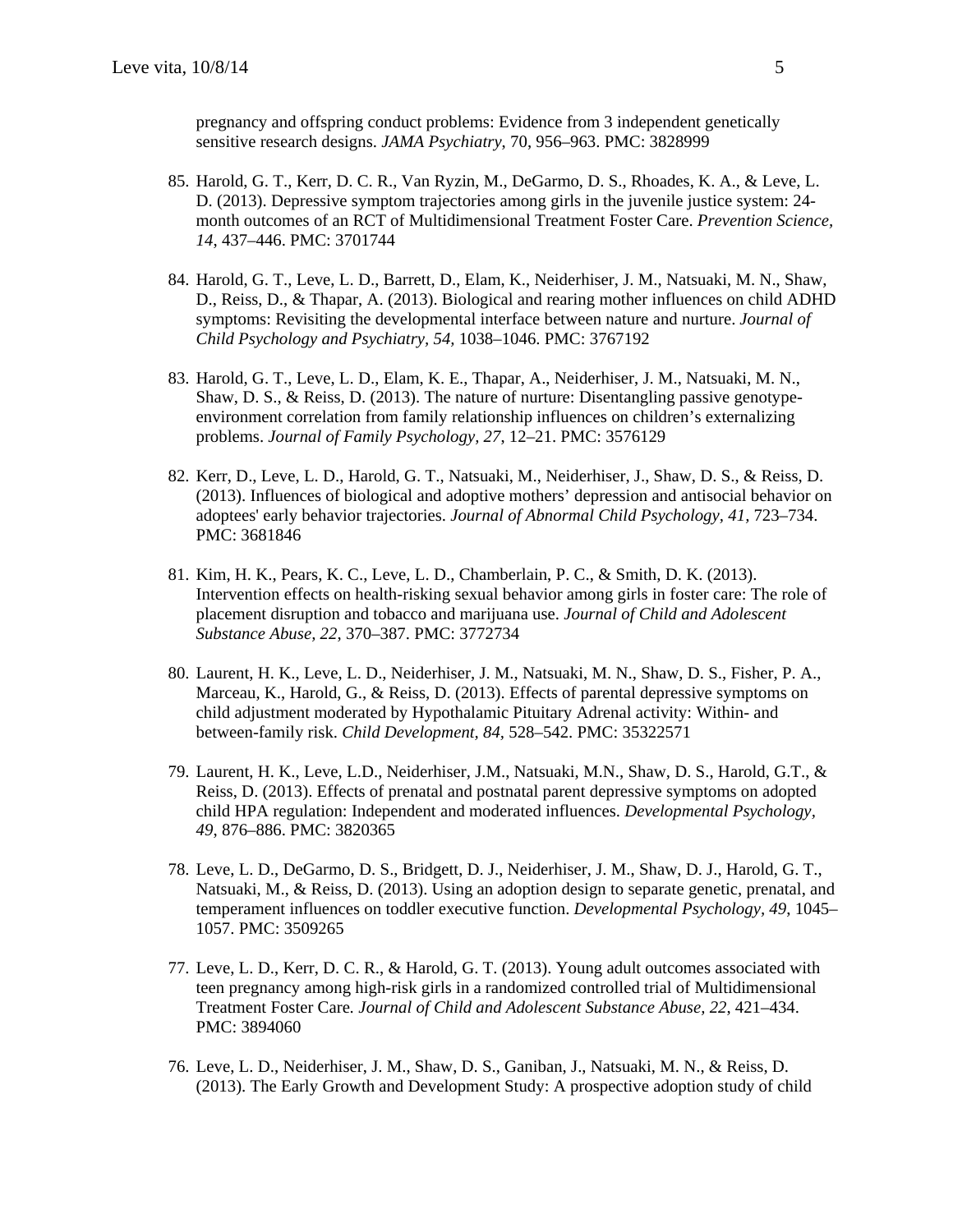pregnancy and offspring conduct problems: Evidence from 3 independent genetically sensitive research designs. *JAMA Psychiatry*, 70, 956–963. PMC: 3828999

85. Harold, G. T., Kerr, D. C. R., Van Ryzin, M., DeGarmo, D. S., Rhoades, K. A., & Leve, L. D. (2013). Depressive symptom trajectories among girls in the juvenile justice system: 24-month outcomes of an RCT of Multidimensional Treatment Foster Care. *Prevention Science, 14*, 437–446. PMC: 3701744

84. Harold, G. T., Leve, L. D., Barrett, D., Elam, K., Neiderhiser, J. M., Natsuaki, M. N., Shaw, D., Reiss, D., & Thapar, A. (2013). Biological and rearing mother influences on child ADHD symptoms: Revisiting the developmental interface between nature and nurture. *Journal of Child Psychology and Psychiatry, 54,* 1038–1046. PMC: 3767192

83. Harold, G. T., Leve, L. D., Elam, K. E., Thapar, A., Neiderhiser, J. M., Natsuaki, M. N., Shaw, D. S., & Reiss, D. (2013). The nature of nurture: Disentangling passive genotype-environment correlation from family relationship influences on children's externalizing problems. *Journal of Family Psychology, 27,* 12–21. PMC: 3576129

82. Kerr, D., Leve, L. D., Harold, G. T., Natsuaki, M., Neiderhiser, J., Shaw, D. S., & Reiss, D. (2013). Influences of biological and adoptive mothers' depression and antisocial behavior on adoptees' early behavior trajectories. *Journal of Abnormal Child Psychology, 41*, 723–734. PMC: 3681846

81. Kim, H. K., Pears, K. C., Leve, L. D., Chamberlain, P. C., & Smith, D. K. (2013). Intervention effects on health-risking sexual behavior among girls in foster care: The role of placement disruption and tobacco and marijuana use. *Journal of Child and Adolescent Substance Abuse, 22*, 370–387. PMC: 3772734

80. Laurent, H. K., Leve, L. D., Neiderhiser, J. M., Natsuaki, M. N., Shaw, D. S., Fisher, P. A., Marceau, K., Harold, G., & Reiss, D. (2013). Effects of parental depressive symptoms on child adjustment moderated by Hypothalamic Pituitary Adrenal activity: Within- and between-family risk. *Child Development, 84,* 528–542. PMC: 35322571

79. Laurent, H. K., Leve, L.D., Neiderhiser, J.M., Natsuaki, M.N., Shaw, D. S., Harold, G.T., & Reiss, D. (2013). Effects of prenatal and postnatal parent depressive symptoms on adopted child HPA regulation: Independent and moderated influences. *Developmental Psychology, 49*, 876–886. PMC: 3820365

78. Leve, L. D., DeGarmo, D. S., Bridgett, D. J., Neiderhiser, J. M., Shaw, D. J., Harold, G. T., Natsuaki, M., & Reiss, D. (2013). Using an adoption design to separate genetic, prenatal, and temperament influences on toddler executive function. *Developmental Psychology*, *49*, 1045–1057. PMC: 3509265

77. Leve, L. D., Kerr, D. C. R., & Harold, G. T. (2013). Young adult outcomes associated with teen pregnancy among high-risk girls in a randomized controlled trial of Multidimensional Treatment Foster Care*. Journal of Child and Adolescent Substance Abuse, 22*, 421–434. PMC: 3894060

76. Leve, L. D., Neiderhiser, J. M., Shaw, D. S., Ganiban, J., Natsuaki, M. N., & Reiss, D. (2013). The Early Growth and Development Study: A prospective adoption study of child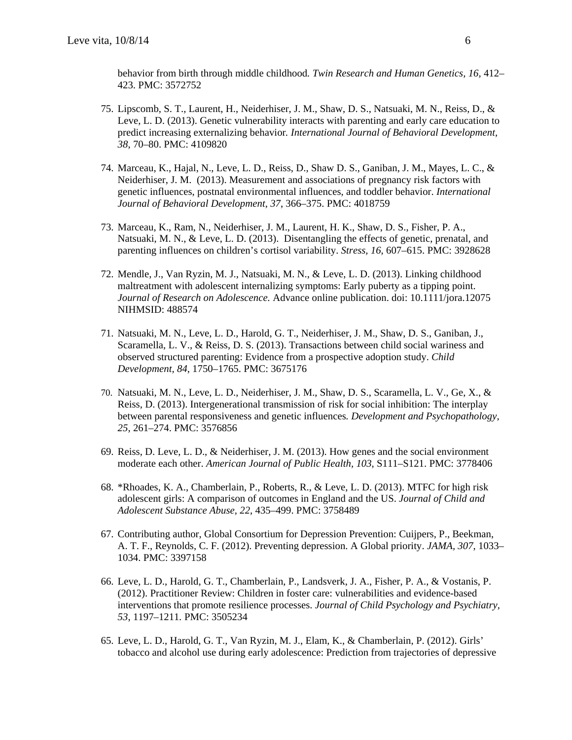behavior from birth through middle childhood. *Twin Research and Human Genetics, 16,* 412–423. PMC: 3572752

75. Lipscomb, S. T., Laurent, H., Neiderhiser, J. M., Shaw, D. S., Natsuaki, M. N., Reiss, D., & Leve, L. D. (2013). Genetic vulnerability interacts with parenting and early care education to predict increasing externalizing behavior. *International Journal of Behavioral Development, 38*, 70–80. PMC: 4109820

74. Marceau, K., Hajal, N., Leve, L. D., Reiss, D., Shaw D. S., Ganiban, J. M., Mayes, L. C., & Neiderhiser, J. M. (2013). Measurement and associations of pregnancy risk factors with genetic influences, postnatal environmental influences, and toddler behavior. *International Journal of Behavioral Development, 37*, 366–375. PMC: 4018759

73. Marceau, K., Ram, N., Neiderhiser, J. M., Laurent, H. K., Shaw, D. S., Fisher, P. A., Natsuaki, M. N., & Leve, L. D. (2013). Disentangling the effects of genetic, prenatal, and parenting influences on children's cortisol variability. *Stress, 16*, 607–615. PMC: 3928628

72. Mendle, J., Van Ryzin, M. J., Natsuaki, M. N., & Leve, L. D. (2013). Linking childhood maltreatment with adolescent internalizing symptoms: Early puberty as a tipping point. *Journal of Research on Adolescence.* Advance online publication. doi: 10.1111/jora.12075 NIHMSID: 488574

71. Natsuaki, M. N., Leve, L. D., Harold, G. T., Neiderhiser, J. M., Shaw, D. S., Ganiban, J., Scaramella, L. V., & Reiss, D. S. (2013). Transactions between child social wariness and observed structured parenting: Evidence from a prospective adoption study. *Child Development, 84*, 1750–1765. PMC: 3675176

70. Natsuaki, M. N., Leve, L. D., Neiderhiser, J. M., Shaw, D. S., Scaramella, L. V., Ge, X., & Reiss, D. (2013). Intergenerational transmission of risk for social inhibition: The interplay between parental responsiveness and genetic influences. *Development and Psychopathology, 25*, 261–274. PMC: 3576856

69. Reiss, D. Leve, L. D., & Neiderhiser, J. M. (2013). How genes and the social environment moderate each other. *American Journal of Public Health, 103,* S111–S121. PMC: 3778406

68. *Rhoades, K. A., Chamberlain, P., Roberts, R., & Leve, L. D. (2013). MTFC for high risk adolescent girls: A comparison of outcomes in England and the US. *Journal of Child and Adolescent Substance Abuse, 22*, 435–499. PMC: 3758489

67. Contributing author, Global Consortium for Depression Prevention: Cuijpers, P., Beekman, A. T. F., Reynolds, C. F. (2012). Preventing depression. A Global priority. *JAMA, 307*, 1033–1034. PMC: 3397158

66. Leve, L. D., Harold, G. T., Chamberlain, P., Landsverk, J. A., Fisher, P. A., & Vostanis, P. (2012). Practitioner Review: Children in foster care: vulnerabilities and evidence-based interventions that promote resilience processes. *Journal of Child Psychology and Psychiatry, 53*, 1197–1211. PMC: 3505234

65. Leve, L. D., Harold, G. T., Van Ryzin, M. J., Elam, K., & Chamberlain, P. (2012). Girls' tobacco and alcohol use during early adolescence: Prediction from trajectories of depressive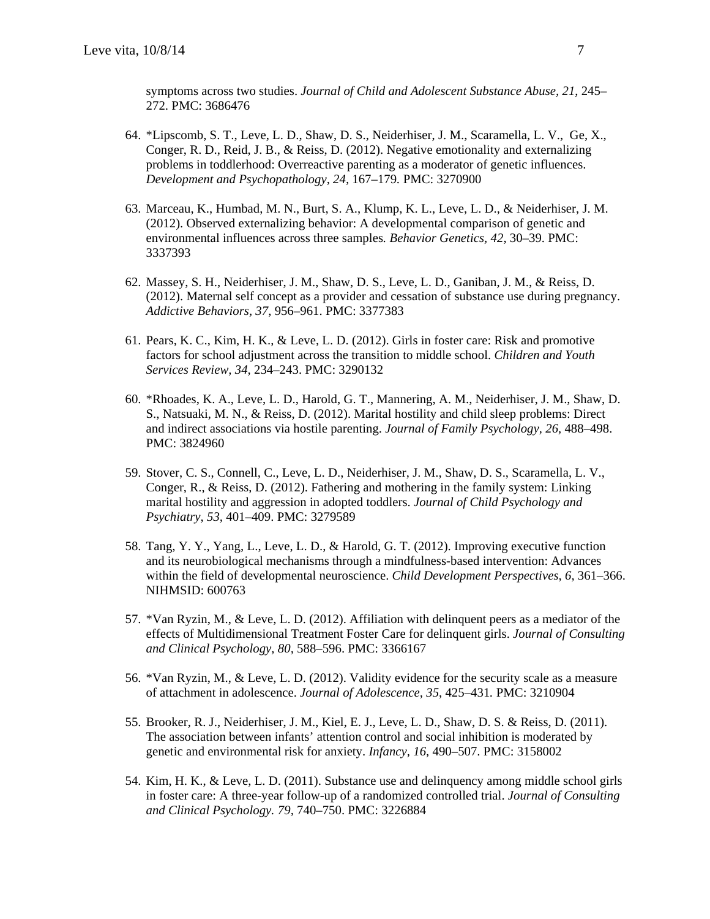symptoms across two studies. *Journal of Child and Adolescent Substance Abuse, 21*, 245–272. PMC: 3686476

64. *Lipscomb, S. T., Leve, L. D., Shaw, D. S., Neiderhiser, J. M., Scaramella, L. V., Ge, X., Conger, R. D., Reid, J. B., & Reiss, D. (2012). Negative emotionality and externalizing problems in toddlerhood: Overreactive parenting as a moderator of genetic influences. *Development and Psychopathology, 24,* 167–179. PMC: 3270900

63. Marceau, K., Humbad, M. N., Burt, S. A., Klump, K. L., Leve, L. D., & Neiderhiser, J. M. (2012). Observed externalizing behavior: A developmental comparison of genetic and environmental influences across three samples. *Behavior Genetics, 42*, 30–39. PMC: 3337393

62. Massey, S. H., Neiderhiser, J. M., Shaw, D. S., Leve, L. D., Ganiban, J. M., & Reiss, D. (2012). Maternal self concept as a provider and cessation of substance use during pregnancy. *Addictive Behaviors, 37,* 956–961. PMC: 3377383

61. Pears, K. C., Kim, H. K., & Leve, L. D. (2012). Girls in foster care: Risk and promotive factors for school adjustment across the transition to middle school. *Children and Youth Services Review, 34*, 234–243. PMC: 3290132

60. *Rhoades, K. A., Leve, L. D., Harold, G. T., Mannering, A. M., Neiderhiser, J. M., Shaw, D. S., Natsuaki, M. N., & Reiss, D. (2012). Marital hostility and child sleep problems: Direct and indirect associations via hostile parenting. *Journal of Family Psychology*, *26*, 488–498. PMC: 3824960

59. Stover, C. S., Connell, C., Leve, L. D., Neiderhiser, J. M., Shaw, D. S., Scaramella, L. V., Conger, R., & Reiss, D. (2012). Fathering and mothering in the family system: Linking marital hostility and aggression in adopted toddlers. *Journal of Child Psychology and Psychiatry*, *53*, 401–409. PMC: 3279589

58. Tang, Y. Y., Yang, L., Leve, L. D., & Harold, G. T. (2012). Improving executive function and its neurobiological mechanisms through a mindfulness-based intervention: Advances within the field of developmental neuroscience. *Child Development Perspectives*, *6*, 361–366. NIHMSID: 600763

57. *Van Ryzin, M., & Leve, L. D. (2012). Affiliation with delinquent peers as a mediator of the effects of Multidimensional Treatment Foster Care for delinquent girls. *Journal of Consulting and Clinical Psychology*, *80*, 588–596. PMC: 3366167

56. *Van Ryzin, M., & Leve, L. D. (2012). Validity evidence for the security scale as a measure of attachment in adolescence. *Journal of Adolescence*, *35*, 425–431. PMC: 3210904

55. Brooker, R. J., Neiderhiser, J. M., Kiel, E. J., Leve, L. D., Shaw, D. S. & Reiss, D. (2011). The association between infants' attention control and social inhibition is moderated by genetic and environmental risk for anxiety. *Infancy, 16*, 490–507. PMC: 3158002

54. Kim, H. K., & Leve, L. D. (2011). Substance use and delinquency among middle school girls in foster care: A three-year follow-up of a randomized controlled trial. *Journal of Consulting and Clinical Psychology. 79*, 740–750. PMC: 3226884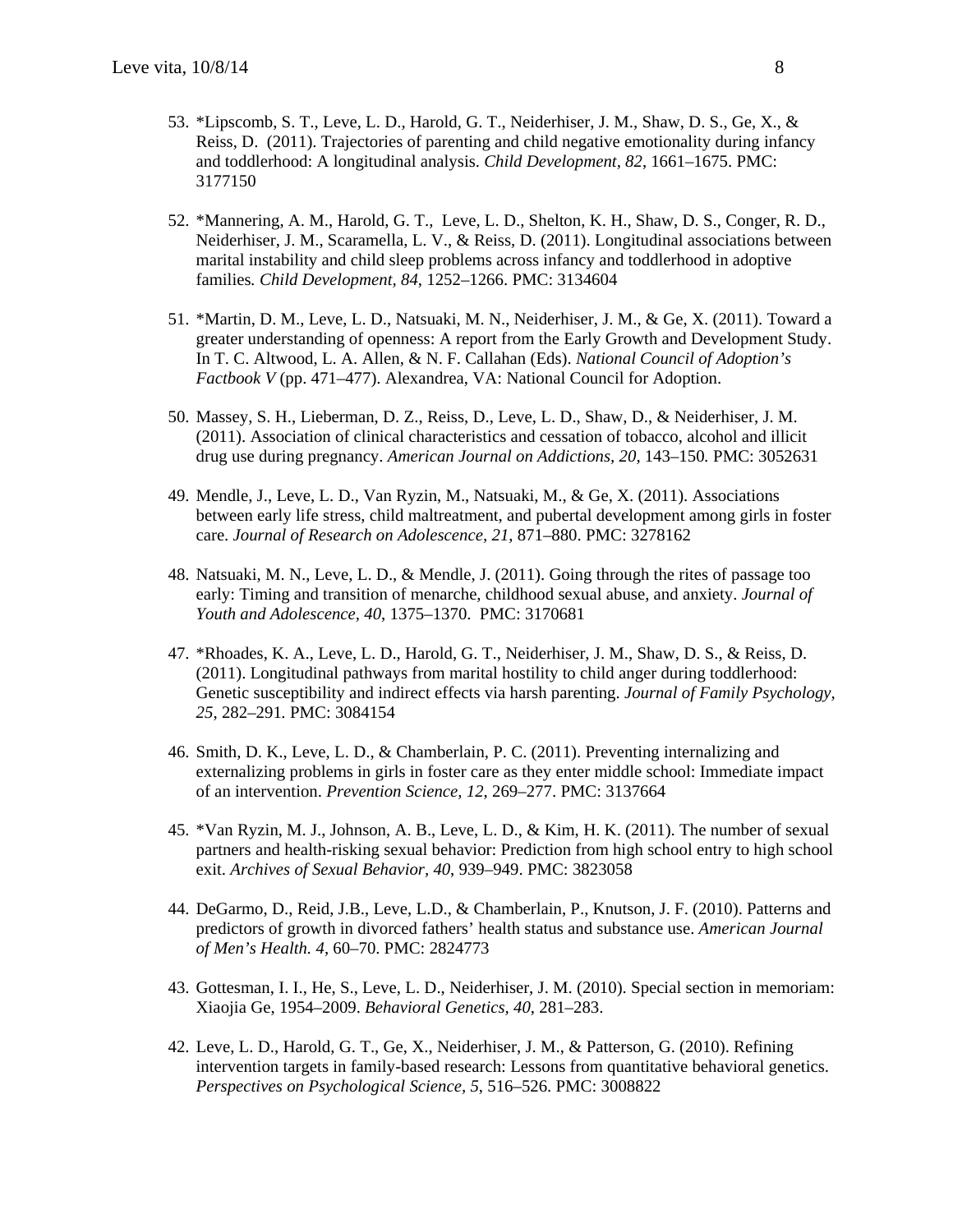53. *Lipscomb, S. T., Leve, L. D., Harold, G. T., Neiderhiser, J. M., Shaw, D. S., Ge, X., & Reiss, D. (2011). Trajectories of parenting and child negative emotionality during infancy and toddlerhood: A longitudinal analysis. *Child Development, 82*, 1661–1675. PMC: 3177150

52. *Mannering, A. M., Harold, G. T., Leve, L. D., Shelton, K. H., Shaw, D. S., Conger, R. D., Neiderhiser, J. M., Scaramella, L. V., & Reiss, D. (2011). Longitudinal associations between marital instability and child sleep problems across infancy and toddlerhood in adoptive families*. Child Development*, *84*, 1252–1266. PMC: 3134604

51. *Martin, D. M., Leve, L. D., Natsuaki, M. N., Neiderhiser, J. M., & Ge, X. (2011). Toward a greater understanding of openness: A report from the Early Growth and Development Study. In T. C. Altwood, L. A. Allen, & N. F. Callahan (Eds). *National Council of Adoption's Factbook V* (pp. 471–477). Alexandrea, VA: National Council for Adoption.

50. Massey, S. H., Lieberman, D. Z., Reiss, D., Leve, L. D., Shaw, D., & Neiderhiser, J. M. (2011). Association of clinical characteristics and cessation of tobacco, alcohol and illicit drug use during pregnancy. *American Journal on Addictions, 20*, 143–150*.* PMC: 3052631

49. Mendle, J., Leve, L. D., Van Ryzin, M., Natsuaki, M., & Ge, X. (2011). Associations between early life stress, child maltreatment, and pubertal development among girls in foster care. *Journal of Research on Adolescence, 21*, 871–880. PMC: 3278162

48. Natsuaki, M. N., Leve, L. D., & Mendle, J. (2011). Going through the rites of passage too early: Timing and transition of menarche, childhood sexual abuse, and anxiety. *Journal of Youth and Adolescence*, *40*, 1375–1370. PMC: 3170681

47. *Rhoades, K. A., Leve, L. D., Harold, G. T., Neiderhiser, J. M., Shaw, D. S., & Reiss, D. (2011). Longitudinal pathways from marital hostility to child anger during toddlerhood: Genetic susceptibility and indirect effects via harsh parenting. *Journal of Family Psychology*, *25*, 282–291. PMC: 3084154

46. Smith, D. K., Leve, L. D., & Chamberlain, P. C. (2011). Preventing internalizing and externalizing problems in girls in foster care as they enter middle school: Immediate impact of an intervention. *Prevention Science, 12*, 269–277. PMC: 3137664

45. *Van Ryzin, M. J., Johnson, A. B., Leve, L. D., & Kim, H. K. (2011). The number of sexual partners and health-risking sexual behavior: Prediction from high school entry to high school exit. *Archives of Sexual Behavior, 40*, 939–949. PMC: 3823058

44. DeGarmo, D., Reid, J.B., Leve, L.D., & Chamberlain, P., Knutson, J. F. (2010). Patterns and predictors of growth in divorced fathers' health status and substance use. *American Journal of Men's Health. 4*, 60–70. PMC: 2824773

43. Gottesman, I. I., He, S., Leve, L. D., Neiderhiser, J. M. (2010). Special section in memoriam: Xiaojia Ge, 1954–2009. *Behavioral Genetics, 40*, 281–283.

42. Leve, L. D., Harold, G. T., Ge, X., Neiderhiser, J. M., & Patterson, G. (2010). Refining intervention targets in family-based research: Lessons from quantitative behavioral genetics. *Perspectives on Psychological Science*, *5*, 516–526. PMC: 3008822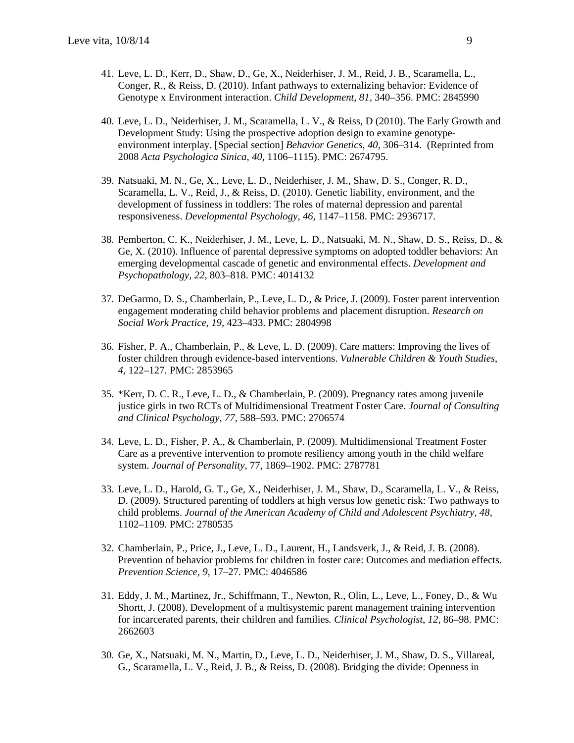41. Leve, L. D., Kerr, D., Shaw, D., Ge, X., Neiderhiser, J. M., Reid, J. B., Scaramella, L., Conger, R., & Reiss, D. (2010). Infant pathways to externalizing behavior: Evidence of Genotype x Environment interaction. *Child Development, 81*, 340–356. PMC: 2845990

40. Leve, L. D., Neiderhiser, J. M., Scaramella, L. V., & Reiss, D (2010). The Early Growth and Development Study: Using the prospective adoption design to examine genotype-environment interplay. [Special section] *Behavior Genetics, 40*, 306–314. (Reprinted from 2008 *Acta Psychologica Sinica, 40*, 1106–1115). PMC: 2674795.

39. Natsuaki, M. N., Ge, X., Leve, L. D., Neiderhiser, J. M., Shaw, D. S., Conger, R. D., Scaramella, L. V., Reid, J., & Reiss, D. (2010). Genetic liability, environment, and the development of fussiness in toddlers: The roles of maternal depression and parental responsiveness. *Developmental Psychology, 46*, 1147–1158. PMC: 2936717.

38. Pemberton, C. K., Neiderhiser, J. M., Leve, L. D., Natsuaki, M. N., Shaw, D. S., Reiss, D., & Ge, X. (2010). Influence of parental depressive symptoms on adopted toddler behaviors: An emerging developmental cascade of genetic and environmental effects. *Development and Psychopathology, 22*, 803–818. PMC: 4014132

37. DeGarmo, D. S., Chamberlain, P., Leve, L. D., & Price, J. (2009). Foster parent intervention engagement moderating child behavior problems and placement disruption. *Research on Social Work Practice, 19*, 423–433. PMC: 2804998

36. Fisher, P. A., Chamberlain, P., & Leve, L. D. (2009). Care matters: Improving the lives of foster children through evidence-based interventions. *Vulnerable Children & Youth Studies, 4*, 122–127. PMC: 2853965

35. *Kerr, D. C. R., Leve, L. D., & Chamberlain, P. (2009). Pregnancy rates among juvenile justice girls in two RCTs of Multidimensional Treatment Foster Care. *Journal of Consulting and Clinical Psychology, 77*, 588–593. PMC: 2706574

34. Leve, L. D., Fisher, P. A., & Chamberlain, P. (2009). Multidimensional Treatment Foster Care as a preventive intervention to promote resiliency among youth in the child welfare system. *Journal of Personality*, 77, 1869–1902. PMC: 2787781

33. Leve, L. D., Harold, G. T., Ge, X., Neiderhiser, J. M., Shaw, D., Scaramella, L. V., & Reiss, D. (2009). Structured parenting of toddlers at high versus low genetic risk: Two pathways to child problems. *Journal of the American Academy of Child and Adolescent Psychiatry, 48*, 1102–1109. PMC: 2780535

32. Chamberlain, P., Price, J., Leve, L. D., Laurent, H., Landsverk, J., & Reid, J. B. (2008). Prevention of behavior problems for children in foster care: Outcomes and mediation effects. *Prevention Science, 9*, 17–27. PMC: 4046586

31. Eddy, J. M., Martinez, Jr., Schiffmann, T., Newton, R., Olin, L., Leve, L., Foney, D., & Wu Shortt, J. (2008). Development of a multisystemic parent management training intervention for incarcerated parents, their children and families. *Clinical Psychologist, 12*, 86–98. PMC: 2662603

30. Ge, X., Natsuaki, M. N., Martin, D., Leve, L. D., Neiderhiser, J. M., Shaw, D. S., Villareal, G., Scaramella, L. V., Reid, J. B., & Reiss, D. (2008). Bridging the divide: Openness in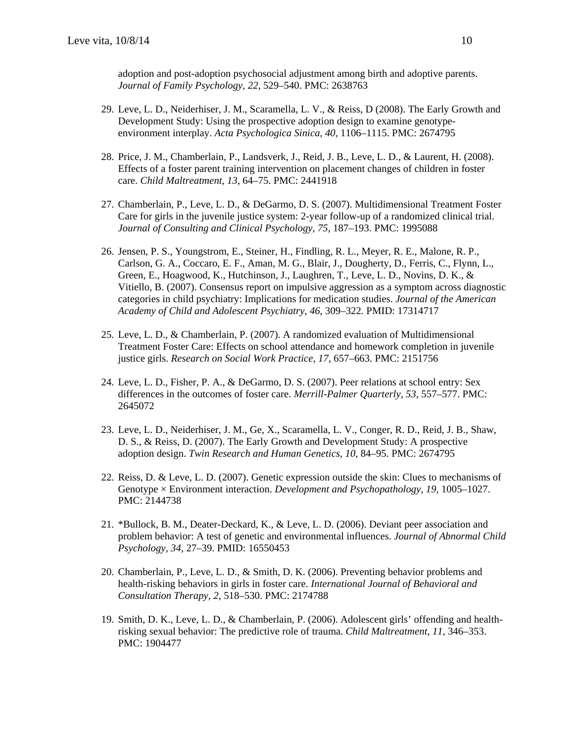adoption and post-adoption psychosocial adjustment among birth and adoptive parents. *Journal of Family Psychology, 22*, 529–540. PMC: 2638763

29. Leve, L. D., Neiderhiser, J. M., Scaramella, L. V., & Reiss, D (2008). The Early Growth and Development Study: Using the prospective adoption design to examine genotype-environment interplay. *Acta Psychologica Sinica, 40*, 1106–1115. PMC: 2674795

28. Price, J. M., Chamberlain, P., Landsverk, J., Reid, J. B., Leve, L. D., & Laurent, H. (2008). Effects of a foster parent training intervention on placement changes of children in foster care. *Child Maltreatment, 13*, 64–75. PMC: 2441918

27. Chamberlain, P., Leve, L. D., & DeGarmo, D. S. (2007). Multidimensional Treatment Foster Care for girls in the juvenile justice system: 2-year follow-up of a randomized clinical trial. *Journal of Consulting and Clinical Psychology, 75*, 187–193. PMC: 1995088

26. Jensen, P. S., Youngstrom, E., Steiner, H., Findling, R. L., Meyer, R. E., Malone, R. P., Carlson, G. A., Coccaro, E. F., Aman, M. G., Blair, J., Dougherty, D., Ferris, C., Flynn, L., Green, E., Hoagwood, K., Hutchinson, J., Laughren, T., Leve, L. D., Novins, D. K., & Vitiello, B. (2007). Consensus report on impulsive aggression as a symptom across diagnostic categories in child psychiatry: Implications for medication studies. *Journal of the American Academy of Child and Adolescent Psychiatry, 46*, 309–322. PMID: 17314717

25. Leve, L. D., & Chamberlain, P. (2007). A randomized evaluation of Multidimensional Treatment Foster Care: Effects on school attendance and homework completion in juvenile justice girls. *Research on Social Work Practice, 17*, 657–663. PMC: 2151756

24. Leve, L. D., Fisher, P. A., & DeGarmo, D. S. (2007). Peer relations at school entry: Sex differences in the outcomes of foster care. *Merrill-Palmer Quarterly, 53*, 557–577. PMC: 2645072

23. Leve, L. D., Neiderhiser, J. M., Ge, X., Scaramella, L. V., Conger, R. D., Reid, J. B., Shaw, D. S., & Reiss, D. (2007). The Early Growth and Development Study: A prospective adoption design. *Twin Research and Human Genetics, 10*, 84–95. PMC: 2674795

22. Reiss, D. & Leve, L. D. (2007). Genetic expression outside the skin: Clues to mechanisms of Genotype × Environment interaction. *Development and Psychopathology, 19*, 1005–1027. PMC: 2144738

21. *Bullock, B. M., Deater-Deckard, K., & Leve, L. D. (2006). Deviant peer association and problem behavior: A test of genetic and environmental influences. *Journal of Abnormal Child Psychology, 34*, 27–39. PMID: 16550453

20. Chamberlain, P., Leve, L. D., & Smith, D. K. (2006). Preventing behavior problems and health-risking behaviors in girls in foster care. *International Journal of Behavioral and Consultation Therapy, 2*, 518–530. PMC: 2174788

19. Smith, D. K., Leve, L. D., & Chamberlain, P. (2006). Adolescent girls' offending and health-risking sexual behavior: The predictive role of trauma. *Child Maltreatment, 11*, 346–353. PMC: 1904477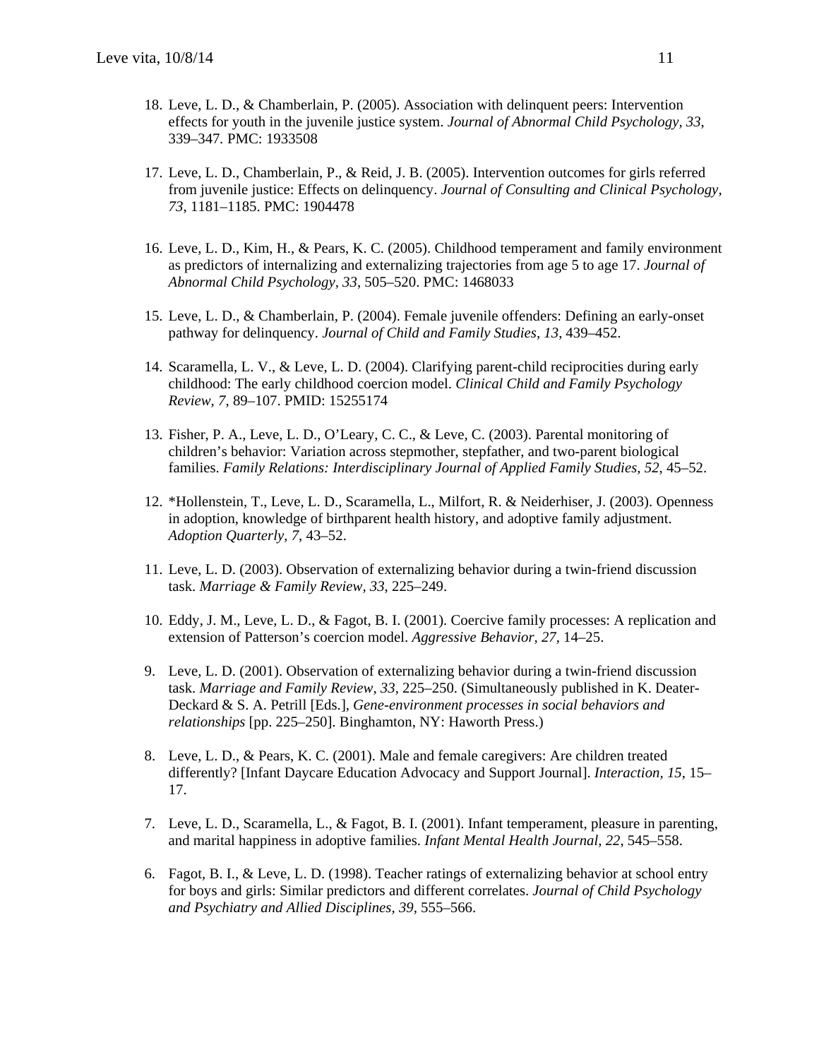18. Leve, L. D., & Chamberlain, P. (2005). Association with delinquent peers: Intervention effects for youth in the juvenile justice system. *Journal of Abnormal Child Psychology*, *33*, 339–347. PMC: 1933508

17. Leve, L. D., Chamberlain, P., & Reid, J. B. (2005). Intervention outcomes for girls referred from juvenile justice: Effects on delinquency. *Journal of Consulting and Clinical Psychology, 73*, 1181–1185. PMC: 1904478

16. Leve, L. D., Kim, H., & Pears, K. C. (2005). Childhood temperament and family environment as predictors of internalizing and externalizing trajectories from age 5 to age 17. *Journal of Abnormal Child Psychology*, *33*, 505–520. PMC: 1468033

15. Leve, L. D., & Chamberlain, P. (2004). Female juvenile offenders: Defining an early-onset pathway for delinquency. *Journal of Child and Family Studies*, *13*, 439–452.

14. Scaramella, L. V., & Leve, L. D. (2004). Clarifying parent-child reciprocities during early childhood: The early childhood coercion model. *Clinical Child and Family Psychology Review, 7,* 89–107. PMID: 15255174

13. Fisher, P. A., Leve, L. D., O'Leary, C. C., & Leve, C. (2003). Parental monitoring of children's behavior: Variation across stepmother, stepfather, and two-parent biological families. *Family Relations: Interdisciplinary Journal of Applied Family Studies, 52*, 45–52.

12. *Hollenstein, T., Leve, L. D., Scaramella, L., Milfort, R. & Neiderhiser, J. (2003). Openness in adoption, knowledge of birthparent health history, and adoptive family adjustment. *Adoption Quarterly*, *7*, 43–52.

11. Leve, L. D. (2003). Observation of externalizing behavior during a twin-friend discussion task. *Marriage & Family Review*, *33*, 225–249.

10. Eddy, J. M., Leve, L. D., & Fagot, B. I. (2001). Coercive family processes: A replication and extension of Patterson's coercion model. *Aggressive Behavior, 27,* 14–25.

9. Leve, L. D. (2001). Observation of externalizing behavior during a twin-friend discussion task. *Marriage and Family Review*, *33*, 225–250. (Simultaneously published in K. Deater-Deckard & S. A. Petrill [Eds.], *Gene-environment processes in social behaviors and relationships* [pp. 225–250]. Binghamton, NY: Haworth Press.)

8. Leve, L. D., & Pears, K. C. (2001). Male and female caregivers: Are children treated differently? [Infant Daycare Education Advocacy and Support Journal]. *Interaction, 15*, 15–17.

7. Leve, L. D., Scaramella, L., & Fagot, B. I. (2001). Infant temperament, pleasure in parenting, and marital happiness in adoptive families. *Infant Mental Health Journal*, *22*, 545–558.

6. Fagot, B. I., & Leve, L. D. (1998). Teacher ratings of externalizing behavior at school entry for boys and girls: Similar predictors and different correlates. *Journal of Child Psychology and Psychiatry and Allied Disciplines, 39,* 555–566.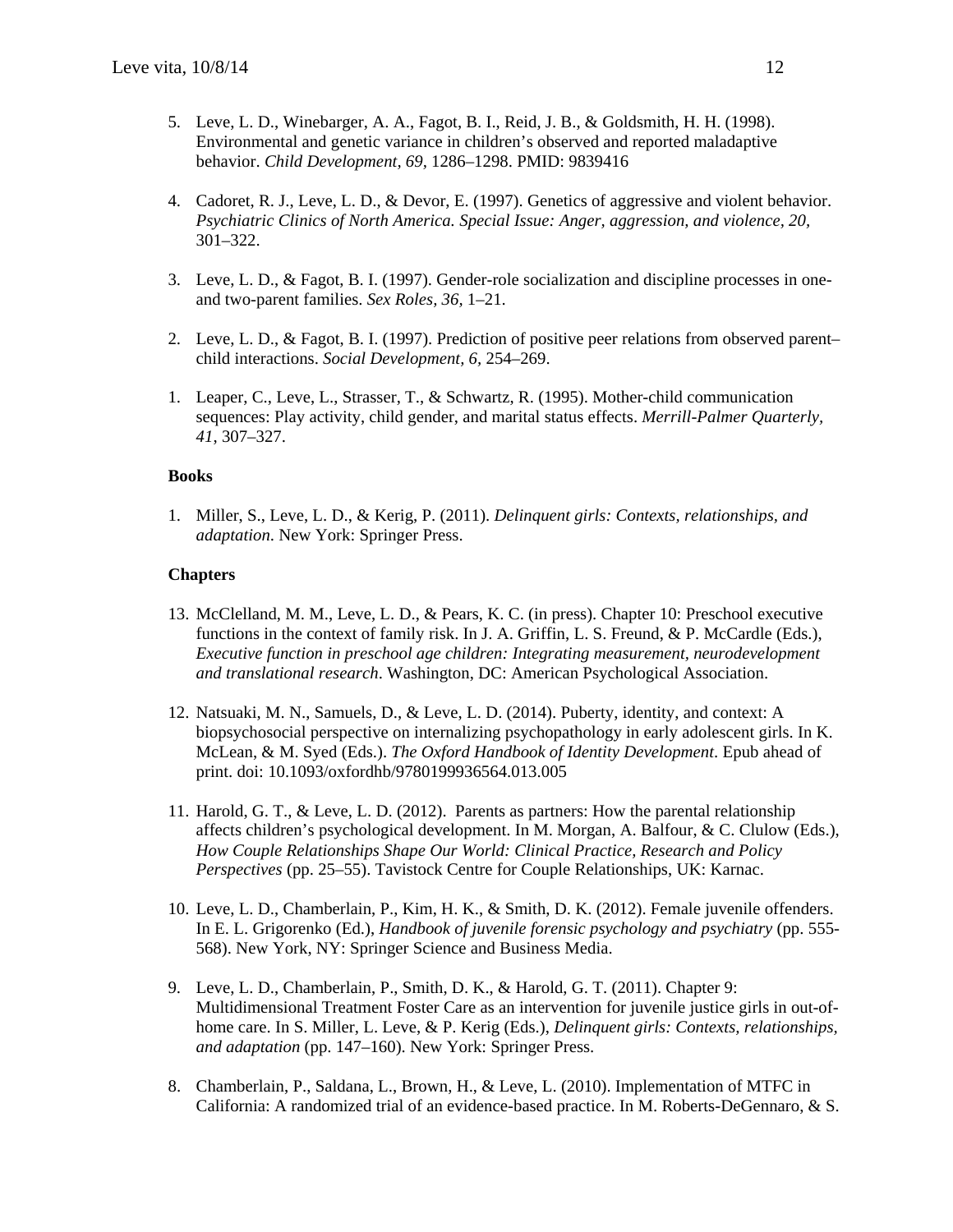5. Leve, L. D., Winebarger, A. A., Fagot, B. I., Reid, J. B., & Goldsmith, H. H. (1998). Environmental and genetic variance in children's observed and reported maladaptive behavior. *Child Development, 69,* 1286–1298. PMID: 9839416

4. Cadoret, R. J., Leve, L. D., & Devor, E. (1997). Genetics of aggressive and violent behavior. *Psychiatric Clinics of North America. Special Issue: Anger, aggression, and violence, 20,* 301–322.

3. Leve, L. D., & Fagot, B. I. (1997). Gender-role socialization and discipline processes in one- and two-parent families. *Sex Roles, 36,* 1–21.

2. Leve, L. D., & Fagot, B. I. (1997). Prediction of positive peer relations from observed parent–child interactions. *Social Development, 6,* 254–269.

1. Leaper, C., Leve, L., Strasser, T., & Schwartz, R. (1995). Mother-child communication sequences: Play activity, child gender, and marital status effects. *Merrill-Palmer Quarterly, 41,* 307–327.

**Books**

1. Miller, S., Leve, L. D., & Kerig, P. (2011). *Delinquent girls: Contexts, relationships, and adaptation*. New York: Springer Press.

**Chapters**

13. McClelland, M. M., Leve, L. D., & Pears, K. C. (in press). Chapter 10: Preschool executive functions in the context of family risk. In J. A. Griffin, L. S. Freund, & P. McCardle (Eds.), *Executive function in preschool age children: Integrating measurement, neurodevelopment and translational research*. Washington, DC: American Psychological Association.

12. Natsuaki, M. N., Samuels, D., & Leve, L. D. (2014). Puberty, identity, and context: A biopsychosocial perspective on internalizing psychopathology in early adolescent girls. In K. McLean, & M. Syed (Eds.). *The Oxford Handbook of Identity Development*. Epub ahead of print. doi: 10.1093/oxfordhb/9780199936564.013.005

11. Harold, G. T., & Leve, L. D. (2012). Parents as partners: How the parental relationship affects children's psychological development. In M. Morgan, A. Balfour, & C. Clulow (Eds.), *How Couple Relationships Shape Our World: Clinical Practice, Research and Policy Perspectives* (pp. 25–55). Tavistock Centre for Couple Relationships, UK: Karnac.

10. Leve, L. D., Chamberlain, P., Kim, H. K., & Smith, D. K. (2012). Female juvenile offenders. In E. L. Grigorenko (Ed.), *Handbook of juvenile forensic psychology and psychiatry* (pp. 555-568). New York, NY: Springer Science and Business Media.

9. Leve, L. D., Chamberlain, P., Smith, D. K., & Harold, G. T. (2011). Chapter 9: Multidimensional Treatment Foster Care as an intervention for juvenile justice girls in out-of-home care. In S. Miller, L. Leve, & P. Kerig (Eds.), *Delinquent girls: Contexts, relationships, and adaptation* (pp. 147–160). New York: Springer Press.

8. Chamberlain, P., Saldana, L., Brown, H., & Leve, L. (2010). Implementation of MTFC in California: A randomized trial of an evidence-based practice. In M. Roberts-DeGennaro, & S.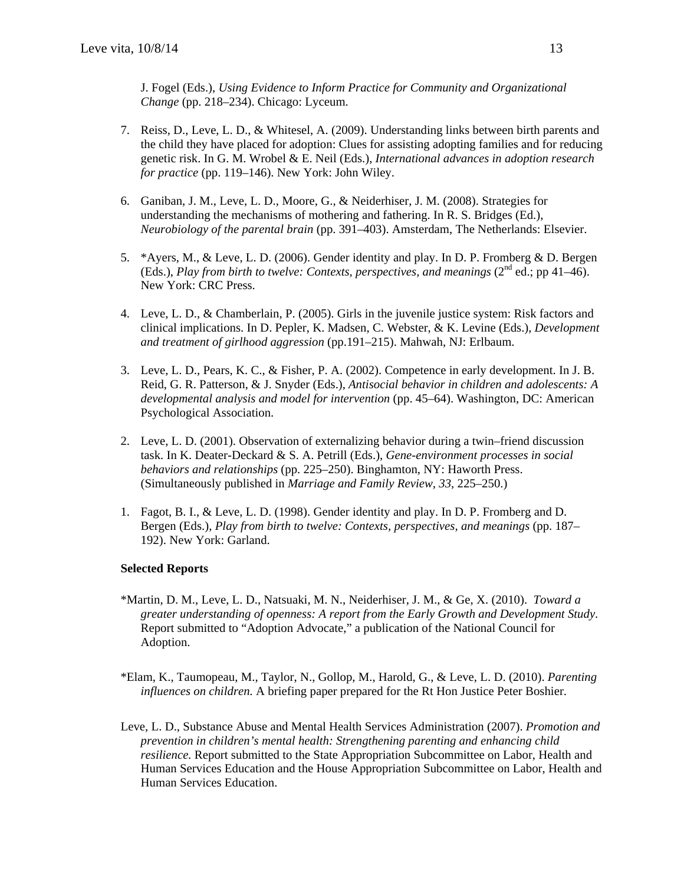J. Fogel (Eds.), *Using Evidence to Inform Practice for Community and Organizational Change* (pp. 218–234). Chicago: Lyceum.

7. Reiss, D., Leve, L. D., & Whitesel, A. (2009). Understanding links between birth parents and the child they have placed for adoption: Clues for assisting adopting families and for reducing genetic risk. In G. M. Wrobel & E. Neil (Eds.), *International advances in adoption research for practice* (pp. 119–146). New York: John Wiley.

6. Ganiban, J. M., Leve, L. D., Moore, G., & Neiderhiser, J. M. (2008). Strategies for understanding the mechanisms of mothering and fathering. In R. S. Bridges (Ed.), *Neurobiology of the parental brain* (pp. 391–403). Amsterdam, The Netherlands: Elsevier.

5. *Ayers, M., & Leve, L. D. (2006). Gender identity and play. In D. P. Fromberg & D. Bergen (Eds.), *Play from birth to twelve: Contexts, perspectives, and meanings* (2nd ed.; pp 41–46). New York: CRC Press.

4. Leve, L. D., & Chamberlain, P. (2005). Girls in the juvenile justice system: Risk factors and clinical implications. In D. Pepler, K. Madsen, C. Webster, & K. Levine (Eds.), *Development and treatment of girlhood aggression* (pp.191–215). Mahwah, NJ: Erlbaum.

3. Leve, L. D., Pears, K. C., & Fisher, P. A. (2002). Competence in early development. In J. B. Reid, G. R. Patterson, & J. Snyder (Eds.), *Antisocial behavior in children and adolescents: A developmental analysis and model for intervention* (pp. 45–64). Washington, DC: American Psychological Association.

2. Leve, L. D. (2001). Observation of externalizing behavior during a twin–friend discussion task. In K. Deater-Deckard & S. A. Petrill (Eds.), *Gene-environment processes in social behaviors and relationships* (pp. 225–250). Binghamton, NY: Haworth Press. (Simultaneously published in *Marriage and Family Review, 33*, 225–250.)

1. Fagot, B. I., & Leve, L. D. (1998). Gender identity and play. In D. P. Fromberg and D. Bergen (Eds.), *Play from birth to twelve: Contexts, perspectives, and meanings* (pp. 187–192). New York: Garland.

**Selected Reports**

*Martin, D. M., Leve, L. D., Natsuaki, M. N., Neiderhiser, J. M., & Ge, X. (2010). *Toward a greater understanding of openness: A report from the Early Growth and Development Study*. Report submitted to "Adoption Advocate," a publication of the National Council for Adoption.

*Elam, K., Taumopeau, M., Taylor, N., Gollop, M., Harold, G., & Leve, L. D. (2010). *Parenting influences on children.* A briefing paper prepared for the Rt Hon Justice Peter Boshier.

Leve, L. D., Substance Abuse and Mental Health Services Administration (2007). *Promotion and prevention in children's mental health: Strengthening parenting and enhancing child resilience.* Report submitted to the State Appropriation Subcommittee on Labor, Health and Human Services Education and the House Appropriation Subcommittee on Labor, Health and Human Services Education.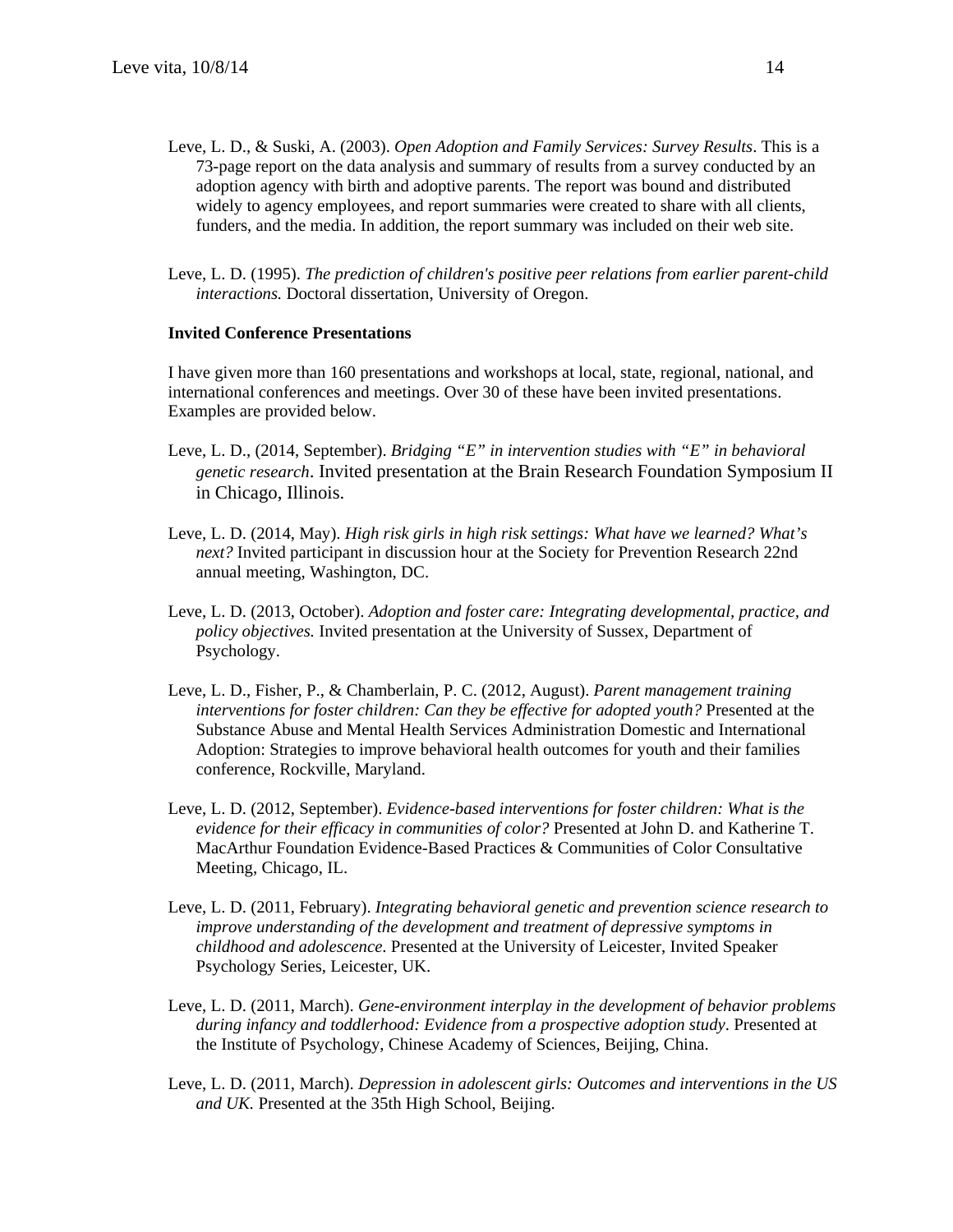Leve, L. D., & Suski, A. (2003). *Open Adoption and Family Services: Survey Results*. This is a 73-page report on the data analysis and summary of results from a survey conducted by an adoption agency with birth and adoptive parents. The report was bound and distributed widely to agency employees, and report summaries were created to share with all clients, funders, and the media. In addition, the report summary was included on their web site.

Leve, L. D. (1995). *The prediction of children's positive peer relations from earlier parent-child interactions.* Doctoral dissertation, University of Oregon.

**Invited Conference Presentations**

I have given more than 160 presentations and workshops at local, state, regional, national, and international conferences and meetings. Over 30 of these have been invited presentations. Examples are provided below.

Leve, L. D., (2014, September). *Bridging "E" in intervention studies with "E" in behavioral genetic research*. Invited presentation at the Brain Research Foundation Symposium II in Chicago, Illinois.

Leve, L. D. (2014, May). *High risk girls in high risk settings: What have we learned? What's next?* Invited participant in discussion hour at the Society for Prevention Research 22nd annual meeting, Washington, DC.

Leve, L. D. (2013, October). *Adoption and foster care: Integrating developmental, practice, and policy objectives.* Invited presentation at the University of Sussex, Department of Psychology.

Leve, L. D., Fisher, P., & Chamberlain, P. C. (2012, August). *Parent management training interventions for foster children: Can they be effective for adopted youth?* Presented at the Substance Abuse and Mental Health Services Administration Domestic and International Adoption: Strategies to improve behavioral health outcomes for youth and their families conference, Rockville, Maryland.

Leve, L. D. (2012, September). *Evidence-based interventions for foster children: What is the evidence for their efficacy in communities of color?* Presented at John D. and Katherine T. MacArthur Foundation Evidence-Based Practices & Communities of Color Consultative Meeting, Chicago, IL.

Leve, L. D. (2011, February). *Integrating behavioral genetic and prevention science research to improve understanding of the development and treatment of depressive symptoms in childhood and adolescence*. Presented at the University of Leicester, Invited Speaker Psychology Series, Leicester, UK.

Leve, L. D. (2011, March). *Gene-environment interplay in the development of behavior problems during infancy and toddlerhood: Evidence from a prospective adoption study*. Presented at the Institute of Psychology, Chinese Academy of Sciences, Beijing, China.

Leve, L. D. (2011, March). *Depression in adolescent girls: Outcomes and interventions in the US and UK.* Presented at the 35th High School, Beijing.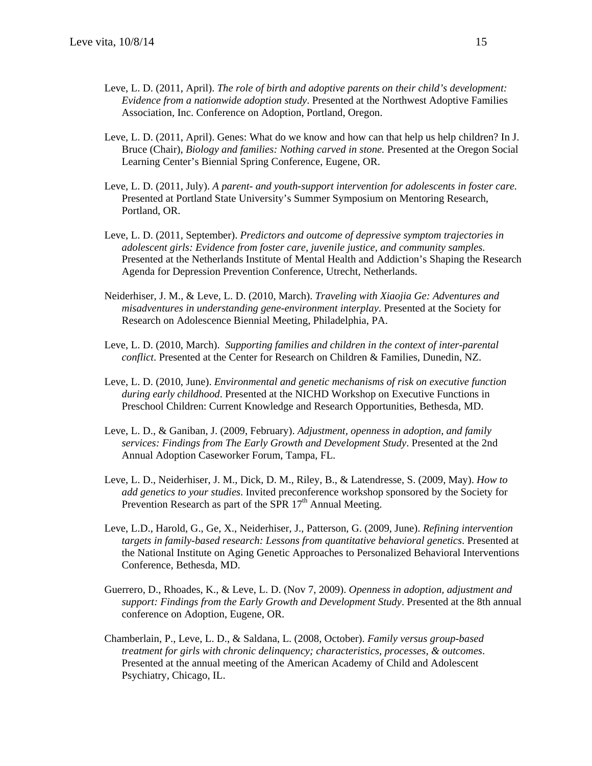Leve, L. D. (2011, April). *The role of birth and adoptive parents on their child's development: Evidence from a nationwide adoption study*. Presented at the Northwest Adoptive Families Association, Inc. Conference on Adoption, Portland, Oregon.

Leve, L. D. (2011, April). Genes: What do we know and how can that help us help children? In J. Bruce (Chair), *Biology and families: Nothing carved in stone.* Presented at the Oregon Social Learning Center's Biennial Spring Conference, Eugene, OR.

Leve, L. D. (2011, July). *A parent- and youth-support intervention for adolescents in foster care.* Presented at Portland State University's Summer Symposium on Mentoring Research, Portland, OR.

Leve, L. D. (2011, September). *Predictors and outcome of depressive symptom trajectories in adolescent girls: Evidence from foster care, juvenile justice, and community samples.* Presented at the Netherlands Institute of Mental Health and Addiction's Shaping the Research Agenda for Depression Prevention Conference, Utrecht, Netherlands.

Neiderhiser, J. M., & Leve, L. D. (2010, March). *Traveling with Xiaojia Ge: Adventures and misadventures in understanding gene-environment interplay*. Presented at the Society for Research on Adolescence Biennial Meeting, Philadelphia, PA.

Leve, L. D. (2010, March). *Supporting families and children in the context of inter-parental conflict*. Presented at the Center for Research on Children & Families, Dunedin, NZ.

Leve, L. D. (2010, June). *Environmental and genetic mechanisms of risk on executive function during early childhood*. Presented at the NICHD Workshop on Executive Functions in Preschool Children: Current Knowledge and Research Opportunities, Bethesda, MD.

Leve, L. D., & Ganiban, J. (2009, February). *Adjustment, openness in adoption, and family services: Findings from The Early Growth and Development Study*. Presented at the 2nd Annual Adoption Caseworker Forum, Tampa, FL.

Leve, L. D., Neiderhiser, J. M., Dick, D. M., Riley, B., & Latendresse, S. (2009, May). *How to add genetics to your studies*. Invited preconference workshop sponsored by the Society for Prevention Research as part of the SPR 17th Annual Meeting.

Leve, L.D., Harold, G., Ge, X., Neiderhiser, J., Patterson, G. (2009, June). *Refining intervention targets in family-based research: Lessons from quantitative behavioral genetics*. Presented at the National Institute on Aging Genetic Approaches to Personalized Behavioral Interventions Conference, Bethesda, MD.

Guerrero, D., Rhoades, K., & Leve, L. D. (Nov 7, 2009). *Openness in adoption, adjustment and support: Findings from the Early Growth and Development Study*. Presented at the 8th annual conference on Adoption, Eugene, OR.

Chamberlain, P., Leve, L. D., & Saldana, L. (2008, October). *Family versus group-based treatment for girls with chronic delinquency; characteristics, processes, & outcomes*. Presented at the annual meeting of the American Academy of Child and Adolescent Psychiatry, Chicago, IL.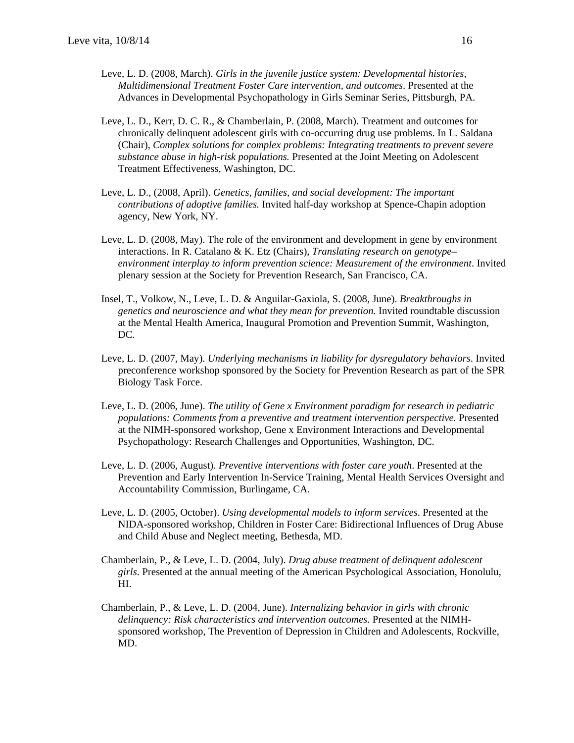Leve, L. D. (2008, March). *Girls in the juvenile justice system: Developmental histories, Multidimensional Treatment Foster Care intervention, and outcomes*. Presented at the Advances in Developmental Psychopathology in Girls Seminar Series, Pittsburgh, PA.

Leve, L. D., Kerr, D. C. R., & Chamberlain, P. (2008, March). Treatment and outcomes for chronically delinquent adolescent girls with co-occurring drug use problems. In L. Saldana (Chair), *Complex solutions for complex problems: Integrating treatments to prevent severe substance abuse in high-risk populations.* Presented at the Joint Meeting on Adolescent Treatment Effectiveness, Washington, DC.

Leve, L. D., (2008, April). *Genetics, families, and social development: The important contributions of adoptive families.* Invited half-day workshop at Spence-Chapin adoption agency, New York, NY.

Leve, L. D. (2008, May). The role of the environment and development in gene by environment interactions. In R. Catalano & K. Etz (Chairs), *Translating research on genotype–environment interplay to inform prevention science: Measurement of the environment*. Invited plenary session at the Society for Prevention Research, San Francisco, CA.

Insel, T., Volkow, N., Leve, L. D. & Anguilar-Gaxiola, S. (2008, June). *Breakthroughs in genetics and neuroscience and what they mean for prevention.* Invited roundtable discussion at the Mental Health America, Inaugural Promotion and Prevention Summit, Washington, DC.

Leve, L. D. (2007, May). *Underlying mechanisms in liability for dysregulatory behaviors*. Invited preconference workshop sponsored by the Society for Prevention Research as part of the SPR Biology Task Force.

Leve, L. D. (2006, June). *The utility of Gene x Environment paradigm for research in pediatric populations: Comments from a preventive and treatment intervention perspective.* Presented at the NIMH-sponsored workshop, Gene x Environment Interactions and Developmental Psychopathology: Research Challenges and Opportunities, Washington, DC.

Leve, L. D. (2006, August). *Preventive interventions with foster care youth*. Presented at the Prevention and Early Intervention In-Service Training, Mental Health Services Oversight and Accountability Commission, Burlingame, CA.

Leve, L. D. (2005, October). *Using developmental models to inform services*. Presented at the NIDA-sponsored workshop, Children in Foster Care: Bidirectional Influences of Drug Abuse and Child Abuse and Neglect meeting, Bethesda, MD.

Chamberlain, P., & Leve, L. D. (2004, July). *Drug abuse treatment of delinquent adolescent girls*. Presented at the annual meeting of the American Psychological Association, Honolulu, HI.

Chamberlain, P., & Leve, L. D. (2004, June). *Internalizing behavior in girls with chronic delinquency: Risk characteristics and intervention outcomes*. Presented at the NIMH-sponsored workshop, The Prevention of Depression in Children and Adolescents, Rockville, MD.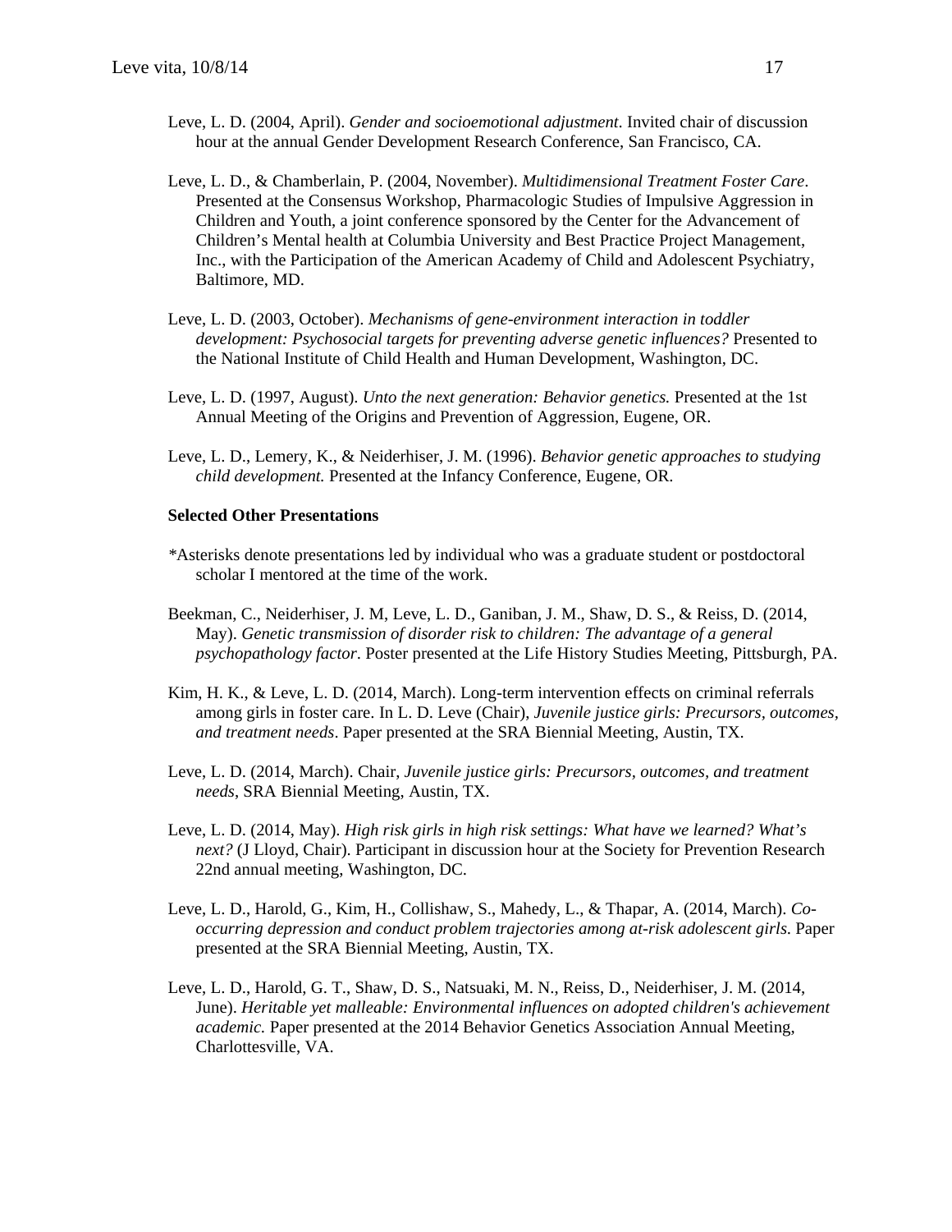Leve, L. D. (2004, April). *Gender and socioemotional adjustment*. Invited chair of discussion hour at the annual Gender Development Research Conference, San Francisco, CA.

Leve, L. D., & Chamberlain, P. (2004, November). *Multidimensional Treatment Foster Care*. Presented at the Consensus Workshop, Pharmacologic Studies of Impulsive Aggression in Children and Youth, a joint conference sponsored by the Center for the Advancement of Children's Mental health at Columbia University and Best Practice Project Management, Inc., with the Participation of the American Academy of Child and Adolescent Psychiatry, Baltimore, MD.

Leve, L. D. (2003, October). *Mechanisms of gene-environment interaction in toddler development: Psychosocial targets for preventing adverse genetic influences?* Presented to the National Institute of Child Health and Human Development, Washington, DC.

Leve, L. D. (1997, August). *Unto the next generation: Behavior genetics.* Presented at the 1st Annual Meeting of the Origins and Prevention of Aggression, Eugene, OR.

Leve, L. D., Lemery, K., & Neiderhiser, J. M. (1996). *Behavior genetic approaches to studying child development.* Presented at the Infancy Conference, Eugene, OR.

**Selected Other Presentations**

*Asterisks denote presentations led by individual who was a graduate student or postdoctoral scholar I mentored at the time of the work.

Beekman, C., Neiderhiser, J. M, Leve, L. D., Ganiban, J. M., Shaw, D. S., & Reiss, D. (2014, May). *Genetic transmission of disorder risk to children: The advantage of a general psychopathology factor*. Poster presented at the Life History Studies Meeting, Pittsburgh, PA.

Kim, H. K., & Leve, L. D. (2014, March). Long-term intervention effects on criminal referrals among girls in foster care. In L. D. Leve (Chair), *Juvenile justice girls: Precursors, outcomes, and treatment needs*. Paper presented at the SRA Biennial Meeting, Austin, TX.

Leve, L. D. (2014, March). Chair, *Juvenile justice girls: Precursors, outcomes, and treatment needs*, SRA Biennial Meeting, Austin, TX.

Leve, L. D. (2014, May). *High risk girls in high risk settings: What have we learned? What's next?* (J Lloyd, Chair). Participant in discussion hour at the Society for Prevention Research 22nd annual meeting, Washington, DC.

Leve, L. D., Harold, G., Kim, H., Collishaw, S., Mahedy, L., & Thapar, A. (2014, March). *Co-occurring depression and conduct problem trajectories among at-risk adolescent girls*. Paper presented at the SRA Biennial Meeting, Austin, TX.

Leve, L. D., Harold, G. T., Shaw, D. S., Natsuaki, M. N., Reiss, D., Neiderhiser, J. M. (2014, June). *Heritable yet malleable: Environmental influences on adopted children's achievement academic.* Paper presented at the 2014 Behavior Genetics Association Annual Meeting, Charlottesville, VA.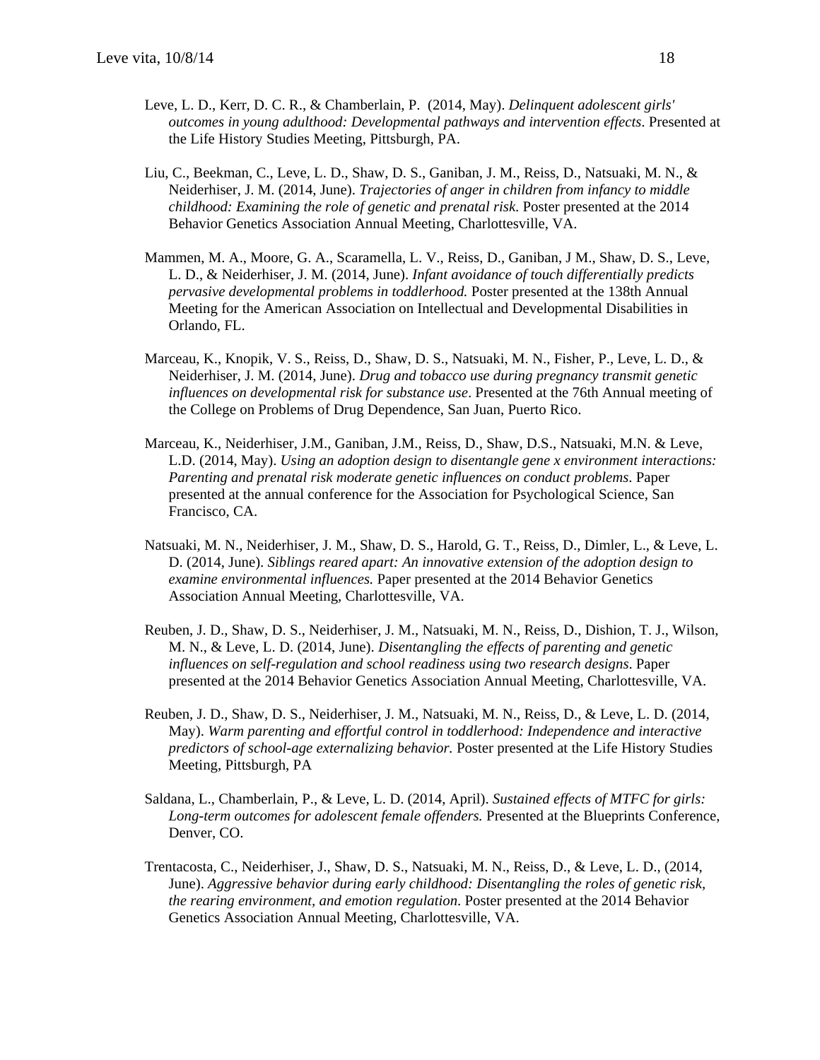Leve, L. D., Kerr, D. C. R., & Chamberlain, P. (2014, May). *Delinquent adolescent girls' outcomes in young adulthood: Developmental pathways and intervention effects*. Presented at the Life History Studies Meeting, Pittsburgh, PA.

Liu, C., Beekman, C., Leve, L. D., Shaw, D. S., Ganiban, J. M., Reiss, D., Natsuaki, M. N., & Neiderhiser, J. M. (2014, June). *Trajectories of anger in children from infancy to middle childhood: Examining the role of genetic and prenatal risk*. Poster presented at the 2014 Behavior Genetics Association Annual Meeting, Charlottesville, VA.

Mammen, M. A., Moore, G. A., Scaramella, L. V., Reiss, D., Ganiban, J M., Shaw, D. S., Leve, L. D., & Neiderhiser, J. M. (2014, June). *Infant avoidance of touch differentially predicts pervasive developmental problems in toddlerhood.* Poster presented at the 138th Annual Meeting for the American Association on Intellectual and Developmental Disabilities in Orlando, FL.

Marceau, K., Knopik, V. S., Reiss, D., Shaw, D. S., Natsuaki, M. N., Fisher, P., Leve, L. D., & Neiderhiser, J. M. (2014, June). *Drug and tobacco use during pregnancy transmit genetic influences on developmental risk for substance use*. Presented at the 76th Annual meeting of the College on Problems of Drug Dependence, San Juan, Puerto Rico.

Marceau, K., Neiderhiser, J.M., Ganiban, J.M., Reiss, D., Shaw, D.S., Natsuaki, M.N. & Leve, L.D. (2014, May). *Using an adoption design to disentangle gene x environment interactions: Parenting and prenatal risk moderate genetic influences on conduct problems*. Paper presented at the annual conference for the Association for Psychological Science, San Francisco, CA.

Natsuaki, M. N., Neiderhiser, J. M., Shaw, D. S., Harold, G. T., Reiss, D., Dimler, L., & Leve, L. D. (2014, June). *Siblings reared apart: An innovative extension of the adoption design to examine environmental influences.* Paper presented at the 2014 Behavior Genetics Association Annual Meeting, Charlottesville, VA.

Reuben, J. D., Shaw, D. S., Neiderhiser, J. M., Natsuaki, M. N., Reiss, D., Dishion, T. J., Wilson, M. N., & Leve, L. D. (2014, June). *Disentangling the effects of parenting and genetic influences on self-regulation and school readiness using two research designs*. Paper presented at the 2014 Behavior Genetics Association Annual Meeting, Charlottesville, VA.

Reuben, J. D., Shaw, D. S., Neiderhiser, J. M., Natsuaki, M. N., Reiss, D., & Leve, L. D. (2014, May). *Warm parenting and effortful control in toddlerhood: Independence and interactive predictors of school-age externalizing behavior.* Poster presented at the Life History Studies Meeting, Pittsburgh, PA

Saldana, L., Chamberlain, P., & Leve, L. D. (2014, April). *Sustained effects of MTFC for girls: Long-term outcomes for adolescent female offenders.* Presented at the Blueprints Conference, Denver, CO.

Trentacosta, C., Neiderhiser, J., Shaw, D. S., Natsuaki, M. N., Reiss, D., & Leve, L. D., (2014, June). *Aggressive behavior during early childhood: Disentangling the roles of genetic risk, the rearing environment, and emotion regulation*. Poster presented at the 2014 Behavior Genetics Association Annual Meeting, Charlottesville, VA.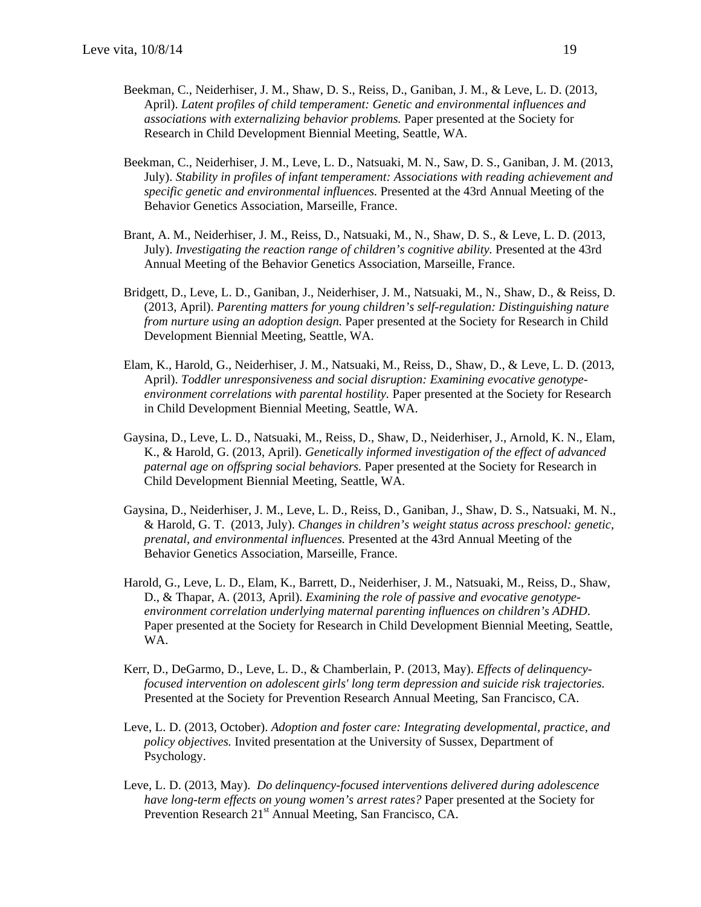Beekman, C., Neiderhiser, J. M., Shaw, D. S., Reiss, D., Ganiban, J. M., & Leve, L. D. (2013, April). *Latent profiles of child temperament: Genetic and environmental influences and associations with externalizing behavior problems.* Paper presented at the Society for Research in Child Development Biennial Meeting, Seattle, WA.

Beekman, C., Neiderhiser, J. M., Leve, L. D., Natsuaki, M. N., Saw, D. S., Ganiban, J. M. (2013, July). *Stability in profiles of infant temperament: Associations with reading achievement and specific genetic and environmental influences.* Presented at the 43rd Annual Meeting of the Behavior Genetics Association, Marseille, France.

Brant, A. M., Neiderhiser, J. M., Reiss, D., Natsuaki, M., N., Shaw, D. S., & Leve, L. D. (2013, July). *Investigating the reaction range of children's cognitive ability.* Presented at the 43rd Annual Meeting of the Behavior Genetics Association, Marseille, France.

Bridgett, D., Leve, L. D., Ganiban, J., Neiderhiser, J. M., Natsuaki, M., N., Shaw, D., & Reiss, D. (2013, April). *Parenting matters for young children's self-regulation: Distinguishing nature from nurture using an adoption design.* Paper presented at the Society for Research in Child Development Biennial Meeting, Seattle, WA.

Elam, K., Harold, G., Neiderhiser, J. M., Natsuaki, M., Reiss, D., Shaw, D., & Leve, L. D. (2013, April). *Toddler unresponsiveness and social disruption: Examining evocative genotype-environment correlations with parental hostility.* Paper presented at the Society for Research in Child Development Biennial Meeting, Seattle, WA.

Gaysina, D., Leve, L. D., Natsuaki, M., Reiss, D., Shaw, D., Neiderhiser, J., Arnold, K. N., Elam, K., & Harold, G. (2013, April). *Genetically informed investigation of the effect of advanced paternal age on offspring social behaviors.* Paper presented at the Society for Research in Child Development Biennial Meeting, Seattle, WA.

Gaysina, D., Neiderhiser, J. M., Leve, L. D., Reiss, D., Ganiban, J., Shaw, D. S., Natsuaki, M. N., & Harold, G. T. (2013, July). *Changes in children's weight status across preschool: genetic, prenatal, and environmental influences.* Presented at the 43rd Annual Meeting of the Behavior Genetics Association, Marseille, France.

Harold, G., Leve, L. D., Elam, K., Barrett, D., Neiderhiser, J. M., Natsuaki, M., Reiss, D., Shaw, D., & Thapar, A. (2013, April). *Examining the role of passive and evocative genotype-environment correlation underlying maternal parenting influences on children's ADHD.* Paper presented at the Society for Research in Child Development Biennial Meeting, Seattle, WA.

Kerr, D., DeGarmo, D., Leve, L. D., & Chamberlain, P. (2013, May). *Effects of delinquency-focused intervention on adolescent girls' long term depression and suicide risk trajectories.* Presented at the Society for Prevention Research Annual Meeting, San Francisco, CA.

Leve, L. D. (2013, October). *Adoption and foster care: Integrating developmental, practice, and policy objectives.* Invited presentation at the University of Sussex, Department of Psychology.

Leve, L. D. (2013, May). *Do delinquency-focused interventions delivered during adolescence have long-term effects on young women's arrest rates?* Paper presented at the Society for Prevention Research 21st Annual Meeting, San Francisco, CA.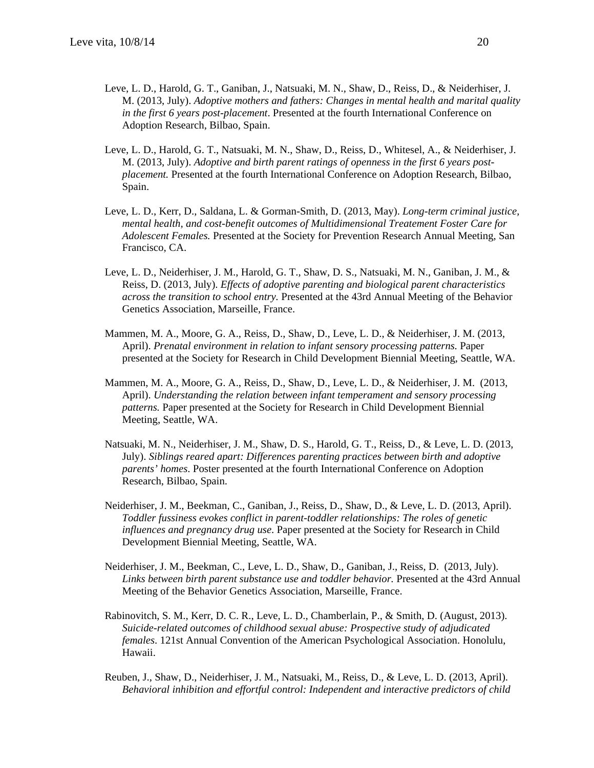Leve, L. D., Harold, G. T., Ganiban, J., Natsuaki, M. N., Shaw, D., Reiss, D., & Neiderhiser, J. M. (2013, July). *Adoptive mothers and fathers: Changes in mental health and marital quality in the first 6 years post-placement*. Presented at the fourth International Conference on Adoption Research, Bilbao, Spain.

Leve, L. D., Harold, G. T., Natsuaki, M. N., Shaw, D., Reiss, D., Whitesel, A., & Neiderhiser, J. M. (2013, July). *Adoptive and birth parent ratings of openness in the first 6 years post-placement.* Presented at the fourth International Conference on Adoption Research, Bilbao, Spain.

Leve, L. D., Kerr, D., Saldana, L. & Gorman-Smith, D. (2013, May). *Long-term criminal justice, mental health, and cost-benefit outcomes of Multidimensional Treatement Foster Care for Adolescent Females.* Presented at the Society for Prevention Research Annual Meeting, San Francisco, CA.

Leve, L. D., Neiderhiser, J. M., Harold, G. T., Shaw, D. S., Natsuaki, M. N., Ganiban, J. M., & Reiss, D. (2013, July). *Effects of adoptive parenting and biological parent characteristics across the transition to school entry.* Presented at the 43rd Annual Meeting of the Behavior Genetics Association, Marseille, France.

Mammen, M. A., Moore, G. A., Reiss, D., Shaw, D., Leve, L. D., & Neiderhiser, J. M. (2013, April). *Prenatal environment in relation to infant sensory processing patterns.* Paper presented at the Society for Research in Child Development Biennial Meeting, Seattle, WA.

Mammen, M. A., Moore, G. A., Reiss, D., Shaw, D., Leve, L. D., & Neiderhiser, J. M. (2013, April). *Understanding the relation between infant temperament and sensory processing patterns.* Paper presented at the Society for Research in Child Development Biennial Meeting, Seattle, WA.

Natsuaki, M. N., Neiderhiser, J. M., Shaw, D. S., Harold, G. T., Reiss, D., & Leve, L. D. (2013, July). *Siblings reared apart: Differences parenting practices between birth and adoptive parents' homes*. Poster presented at the fourth International Conference on Adoption Research, Bilbao, Spain.

Neiderhiser, J. M., Beekman, C., Ganiban, J., Reiss, D., Shaw, D., & Leve, L. D. (2013, April). *Toddler fussiness evokes conflict in parent-toddler relationships: The roles of genetic influences and pregnancy drug use*. Paper presented at the Society for Research in Child Development Biennial Meeting, Seattle, WA.

Neiderhiser, J. M., Beekman, C., Leve, L. D., Shaw, D., Ganiban, J., Reiss, D. (2013, July). *Links between birth parent substance use and toddler behavior.* Presented at the 43rd Annual Meeting of the Behavior Genetics Association, Marseille, France.

Rabinovitch, S. M., Kerr, D. C. R., Leve, L. D., Chamberlain, P., & Smith, D. (August, 2013). *Suicide-related outcomes of childhood sexual abuse: Prospective study of adjudicated females*. 121st Annual Convention of the American Psychological Association. Honolulu, Hawaii.

Reuben, J., Shaw, D., Neiderhiser, J. M., Natsuaki, M., Reiss, D., & Leve, L. D. (2013, April). *Behavioral inhibition and effortful control: Independent and interactive predictors of child*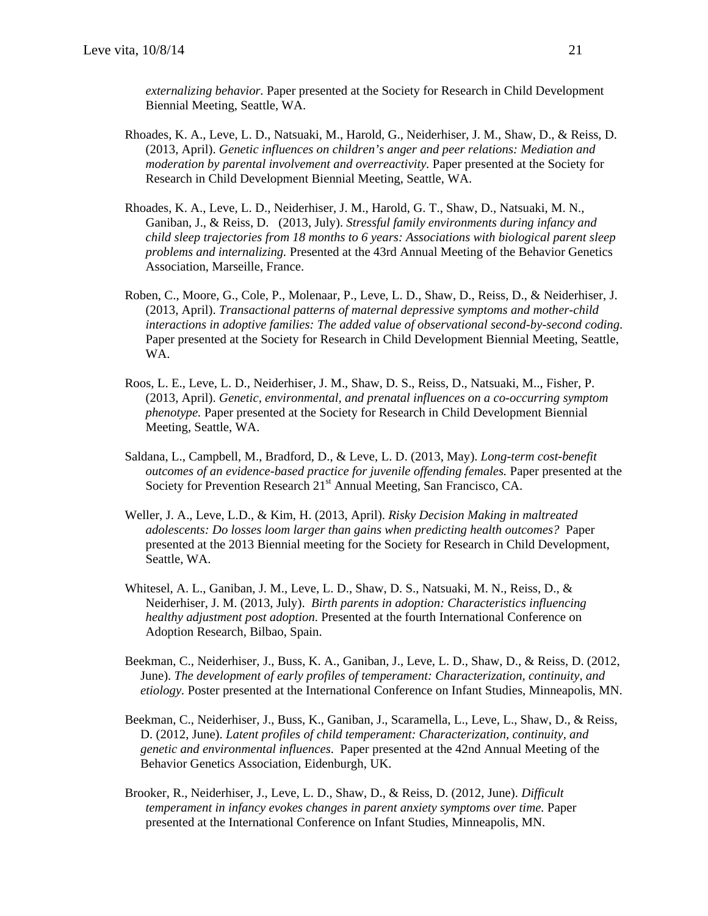*externalizing behavior.* Paper presented at the Society for Research in Child Development Biennial Meeting, Seattle, WA.

Rhoades, K. A., Leve, L. D., Natsuaki, M., Harold, G., Neiderhiser, J. M., Shaw, D., & Reiss, D. (2013, April). *Genetic influences on children's anger and peer relations: Mediation and moderation by parental involvement and overreactivity.* Paper presented at the Society for Research in Child Development Biennial Meeting, Seattle, WA.

Rhoades, K. A., Leve, L. D., Neiderhiser, J. M., Harold, G. T., Shaw, D., Natsuaki, M. N., Ganiban, J., & Reiss, D. (2013, July). *Stressful family environments during infancy and child sleep trajectories from 18 months to 6 years: Associations with biological parent sleep problems and internalizing.* Presented at the 43rd Annual Meeting of the Behavior Genetics Association, Marseille, France.

Roben, C., Moore, G., Cole, P., Molenaar, P., Leve, L. D., Shaw, D., Reiss, D., & Neiderhiser, J. (2013, April). *Transactional patterns of maternal depressive symptoms and mother-child interactions in adoptive families: The added value of observational second-by-second coding*. Paper presented at the Society for Research in Child Development Biennial Meeting, Seattle, WA.

Roos, L. E., Leve, L. D., Neiderhiser, J. M., Shaw, D. S., Reiss, D., Natsuaki, M.., Fisher, P. (2013, April). *Genetic, environmental, and prenatal influences on a co-occurring symptom phenotype.* Paper presented at the Society for Research in Child Development Biennial Meeting, Seattle, WA.

Saldana, L., Campbell, M., Bradford, D., & Leve, L. D. (2013, May). *Long-term cost-benefit outcomes of an evidence-based practice for juvenile offending females.* Paper presented at the Society for Prevention Research 21st Annual Meeting, San Francisco, CA.

Weller, J. A., Leve, L.D., & Kim, H. (2013, April). *Risky Decision Making in maltreated adolescents: Do losses loom larger than gains when predicting health outcomes?* Paper presented at the 2013 Biennial meeting for the Society for Research in Child Development, Seattle, WA.

Whitesel, A. L., Ganiban, J. M., Leve, L. D., Shaw, D. S., Natsuaki, M. N., Reiss, D., & Neiderhiser, J. M. (2013, July). *Birth parents in adoption: Characteristics influencing healthy adjustment post adoption.* Presented at the fourth International Conference on Adoption Research, Bilbao, Spain.

Beekman, C., Neiderhiser, J., Buss, K. A., Ganiban, J., Leve, L. D., Shaw, D., & Reiss, D. (2012, June). *The development of early profiles of temperament: Characterization, continuity, and etiology.* Poster presented at the International Conference on Infant Studies, Minneapolis, MN.

Beekman, C., Neiderhiser, J., Buss, K., Ganiban, J., Scaramella, L., Leve, L., Shaw, D., & Reiss, D. (2012, June). *Latent profiles of child temperament: Characterization, continuity, and genetic and environmental influences*. Paper presented at the 42nd Annual Meeting of the Behavior Genetics Association, Eidenburgh, UK.

Brooker, R., Neiderhiser, J., Leve, L. D., Shaw, D., & Reiss, D. (2012, June). *Difficult temperament in infancy evokes changes in parent anxiety symptoms over time.* Paper presented at the International Conference on Infant Studies, Minneapolis, MN.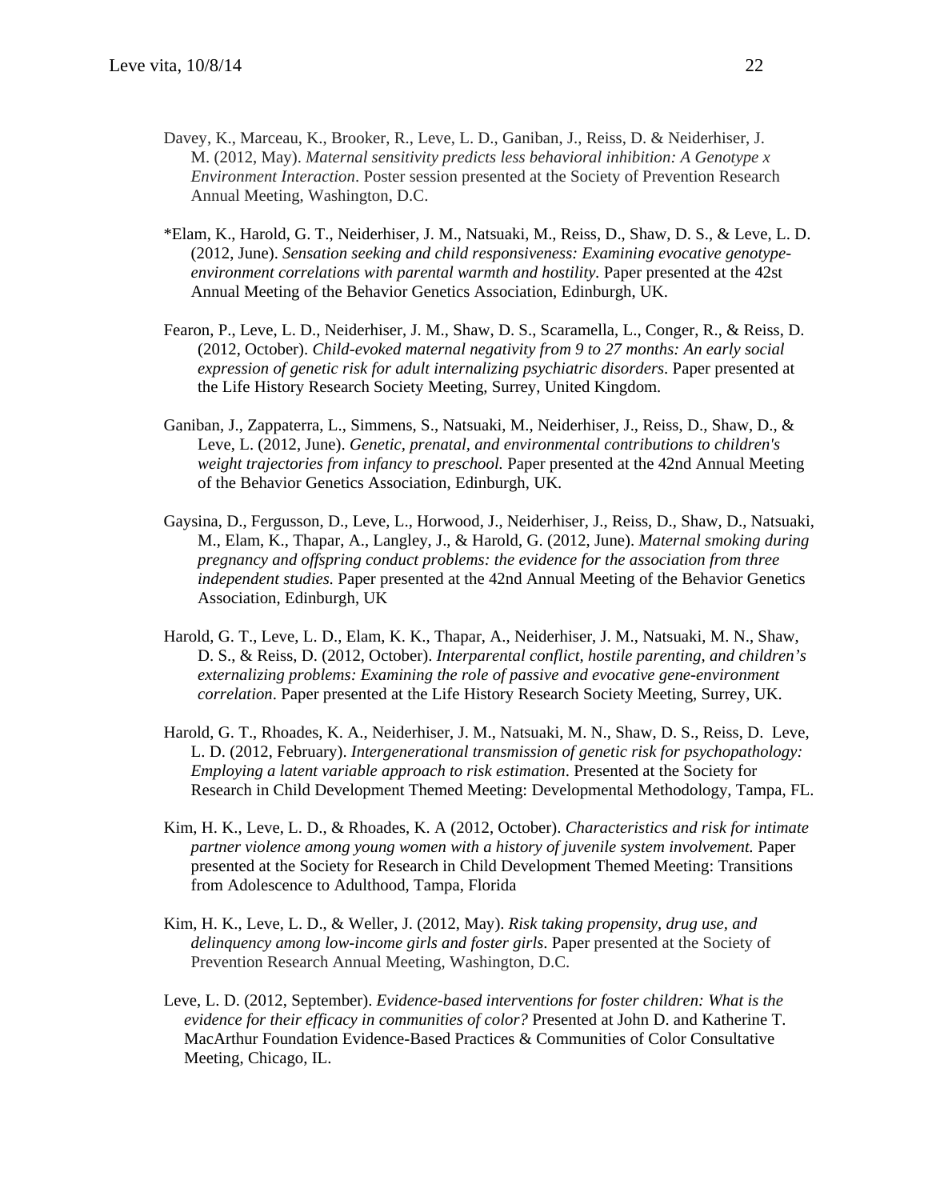Davey, K., Marceau, K., Brooker, R., Leve, L. D., Ganiban, J., Reiss, D. & Neiderhiser, J. M. (2012, May). *Maternal sensitivity predicts less behavioral inhibition: A Genotype x Environment Interaction*. Poster session presented at the Society of Prevention Research Annual Meeting, Washington, D.C.

*Elam, K., Harold, G. T., Neiderhiser, J. M., Natsuaki, M., Reiss, D., Shaw, D. S., & Leve, L. D. (2012, June). *Sensation seeking and child responsiveness: Examining evocative genotype-environment correlations with parental warmth and hostility.* Paper presented at the 42st Annual Meeting of the Behavior Genetics Association, Edinburgh, UK.

Fearon, P., Leve, L. D., Neiderhiser, J. M., Shaw, D. S., Scaramella, L., Conger, R., & Reiss, D. (2012, October). *Child-evoked maternal negativity from 9 to 27 months: An early social expression of genetic risk for adult internalizing psychiatric disorders*. Paper presented at the Life History Research Society Meeting, Surrey, United Kingdom.

Ganiban, J., Zappaterra, L., Simmens, S., Natsuaki, M., Neiderhiser, J., Reiss, D., Shaw, D., & Leve, L. (2012, June). *Genetic, prenatal, and environmental contributions to children's weight trajectories from infancy to preschool.* Paper presented at the 42nd Annual Meeting of the Behavior Genetics Association, Edinburgh, UK.

Gaysina, D., Fergusson, D., Leve, L., Horwood, J., Neiderhiser, J., Reiss, D., Shaw, D., Natsuaki, M., Elam, K., Thapar, A., Langley, J., & Harold, G. (2012, June). *Maternal smoking during pregnancy and offspring conduct problems: the evidence for the association from three independent studies.* Paper presented at the 42nd Annual Meeting of the Behavior Genetics Association, Edinburgh, UK

Harold, G. T., Leve, L. D., Elam, K. K., Thapar, A., Neiderhiser, J. M., Natsuaki, M. N., Shaw, D. S., & Reiss, D. (2012, October). *Interparental conflict, hostile parenting, and children's externalizing problems: Examining the role of passive and evocative gene-environment correlation*. Paper presented at the Life History Research Society Meeting, Surrey, UK.

Harold, G. T., Rhoades, K. A., Neiderhiser, J. M., Natsuaki, M. N., Shaw, D. S., Reiss, D. Leve, L. D. (2012, February). *Intergenerational transmission of genetic risk for psychopathology: Employing a latent variable approach to risk estimation*. Presented at the Society for Research in Child Development Themed Meeting: Developmental Methodology, Tampa, FL.

Kim, H. K., Leve, L. D., & Rhoades, K. A (2012, October). *Characteristics and risk for intimate partner violence among young women with a history of juvenile system involvement.* Paper presented at the Society for Research in Child Development Themed Meeting: Transitions from Adolescence to Adulthood, Tampa, Florida

Kim, H. K., Leve, L. D., & Weller, J. (2012, May). *Risk taking propensity, drug use, and delinquency among low-income girls and foster girls*. Paper presented at the Society of Prevention Research Annual Meeting, Washington, D.C.

Leve, L. D. (2012, September). *Evidence-based interventions for foster children: What is the evidence for their efficacy in communities of color?* Presented at John D. and Katherine T. MacArthur Foundation Evidence-Based Practices & Communities of Color Consultative Meeting, Chicago, IL.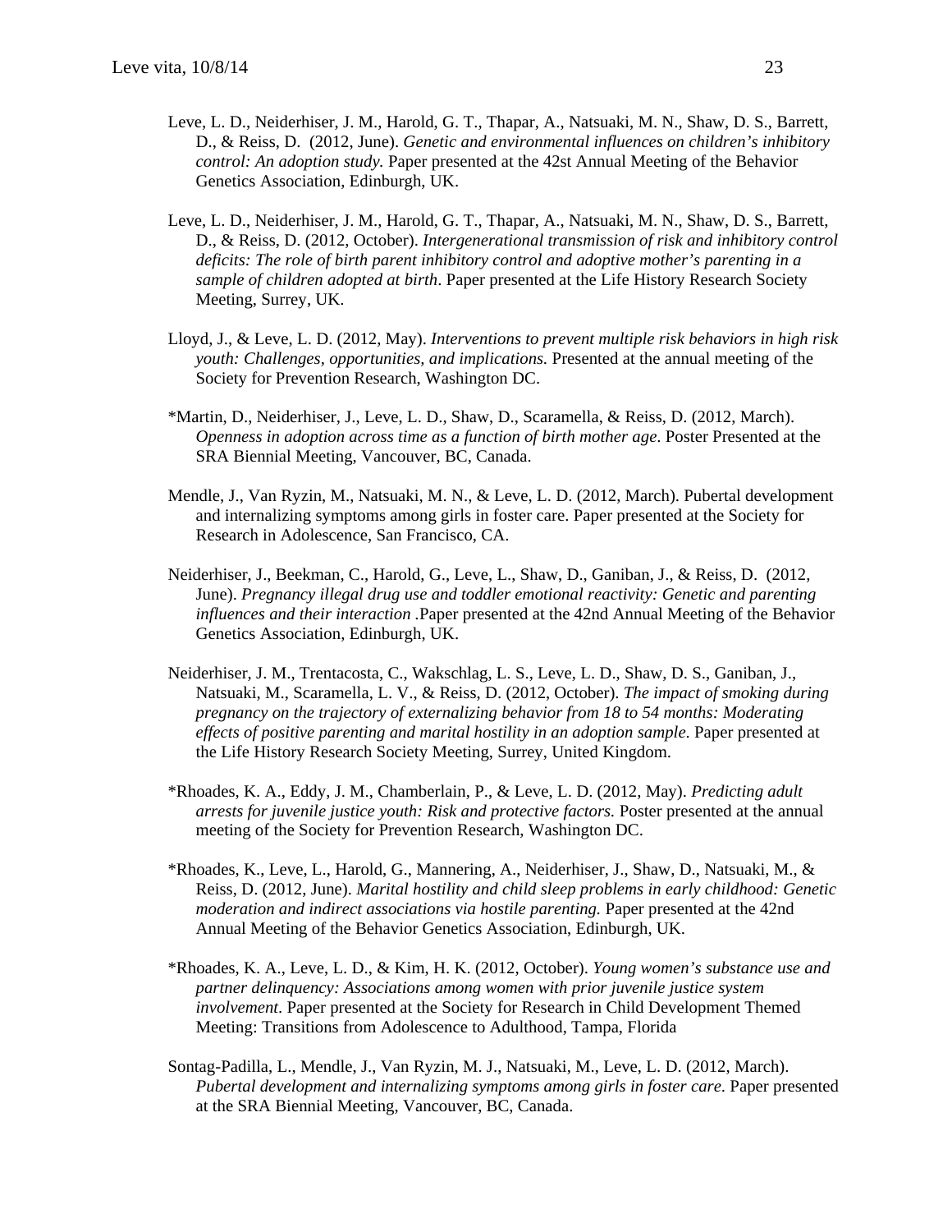Leve, L. D., Neiderhiser, J. M., Harold, G. T., Thapar, A., Natsuaki, M. N., Shaw, D. S., Barrett, D., & Reiss, D. (2012, June). *Genetic and environmental influences on children's inhibitory control: An adoption study.* Paper presented at the 42st Annual Meeting of the Behavior Genetics Association, Edinburgh, UK.

Leve, L. D., Neiderhiser, J. M., Harold, G. T., Thapar, A., Natsuaki, M. N., Shaw, D. S., Barrett, D., & Reiss, D. (2012, October). *Intergenerational transmission of risk and inhibitory control deficits: The role of birth parent inhibitory control and adoptive mother's parenting in a sample of children adopted at birth*. Paper presented at the Life History Research Society Meeting, Surrey, UK.

Lloyd, J., & Leve, L. D. (2012, May). *Interventions to prevent multiple risk behaviors in high risk youth: Challenges, opportunities, and implications.* Presented at the annual meeting of the Society for Prevention Research, Washington DC.

*Martin, D., Neiderhiser, J., Leve, L. D., Shaw, D., Scaramella, & Reiss, D. (2012, March). *Openness in adoption across time as a function of birth mother age*. Poster Presented at the SRA Biennial Meeting, Vancouver, BC, Canada.

Mendle, J., Van Ryzin, M., Natsuaki, M. N., & Leve, L. D. (2012, March). Pubertal development and internalizing symptoms among girls in foster care. Paper presented at the Society for Research in Adolescence, San Francisco, CA.

Neiderhiser, J., Beekman, C., Harold, G., Leve, L., Shaw, D., Ganiban, J., & Reiss, D. (2012, June). *Pregnancy illegal drug use and toddler emotional reactivity: Genetic and parenting influences and their interaction* .Paper presented at the 42nd Annual Meeting of the Behavior Genetics Association, Edinburgh, UK.

Neiderhiser, J. M., Trentacosta, C., Wakschlag, L. S., Leve, L. D., Shaw, D. S., Ganiban, J., Natsuaki, M., Scaramella, L. V., & Reiss, D. (2012, October). *The impact of smoking during pregnancy on the trajectory of externalizing behavior from 18 to 54 months: Moderating effects of positive parenting and marital hostility in an adoption sample*. Paper presented at the Life History Research Society Meeting, Surrey, United Kingdom.

*Rhoades, K. A., Eddy, J. M., Chamberlain, P., & Leve, L. D. (2012, May). *Predicting adult arrests for juvenile justice youth: Risk and protective factors.* Poster presented at the annual meeting of the Society for Prevention Research, Washington DC.

*Rhoades, K., Leve, L., Harold, G., Mannering, A., Neiderhiser, J., Shaw, D., Natsuaki, M., & Reiss, D. (2012, June). *Marital hostility and child sleep problems in early childhood: Genetic moderation and indirect associations via hostile parenting.* Paper presented at the 42nd Annual Meeting of the Behavior Genetics Association, Edinburgh, UK.

*Rhoades, K. A., Leve, L. D., & Kim, H. K. (2012, October). *Young women's substance use and partner delinquency: Associations among women with prior juvenile justice system involvement*. Paper presented at the Society for Research in Child Development Themed Meeting: Transitions from Adolescence to Adulthood, Tampa, Florida

Sontag-Padilla, L., Mendle, J., Van Ryzin, M. J., Natsuaki, M., Leve, L. D. (2012, March). *Pubertal development and internalizing symptoms among girls in foster care*. Paper presented at the SRA Biennial Meeting, Vancouver, BC, Canada.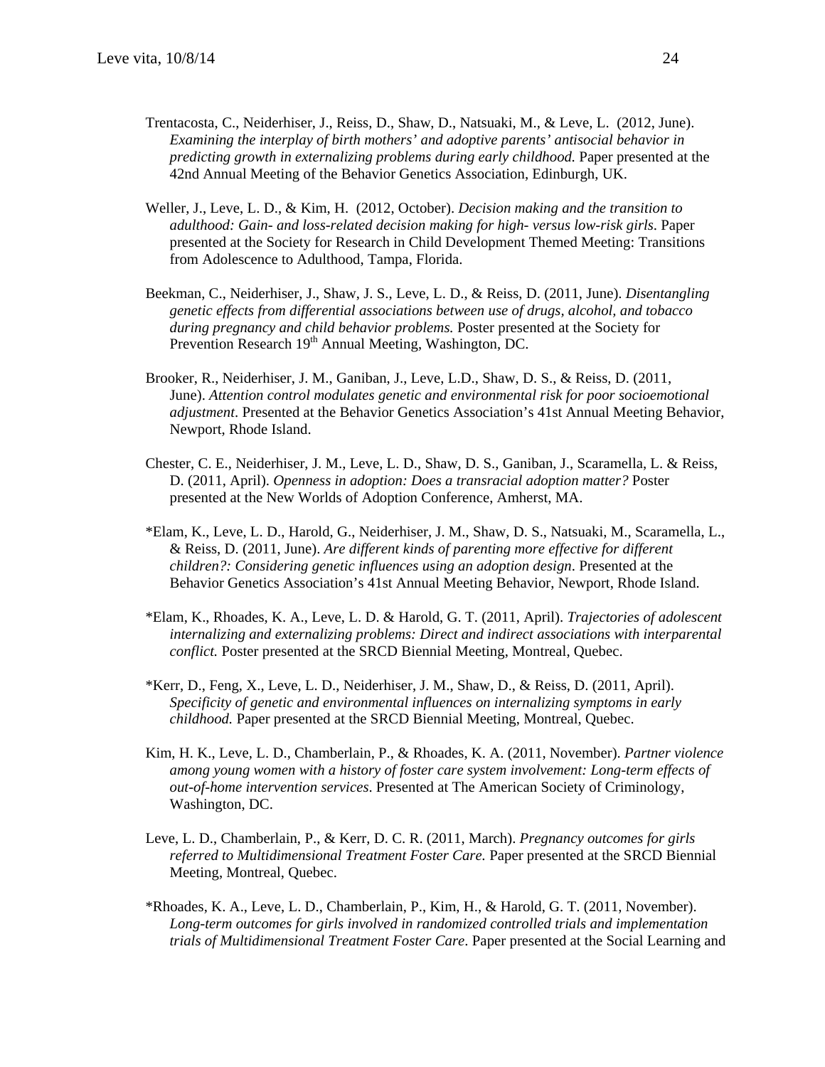Trentacosta, C., Neiderhiser, J., Reiss, D., Shaw, D., Natsuaki, M., & Leve, L. (2012, June). *Examining the interplay of birth mothers' and adoptive parents' antisocial behavior in predicting growth in externalizing problems during early childhood.* Paper presented at the 42nd Annual Meeting of the Behavior Genetics Association, Edinburgh, UK.

Weller, J., Leve, L. D., & Kim, H. (2012, October). *Decision making and the transition to adulthood: Gain- and loss-related decision making for high- versus low-risk girls.* Paper presented at the Society for Research in Child Development Themed Meeting: Transitions from Adolescence to Adulthood, Tampa, Florida.

Beekman, C., Neiderhiser, J., Shaw, J. S., Leve, L. D., & Reiss, D. (2011, June). *Disentangling genetic effects from differential associations between use of drugs, alcohol, and tobacco during pregnancy and child behavior problems.* Poster presented at the Society for Prevention Research 19th Annual Meeting, Washington, DC.

Brooker, R., Neiderhiser, J. M., Ganiban, J., Leve, L.D., Shaw, D. S., & Reiss, D. (2011, June). *Attention control modulates genetic and environmental risk for poor socioemotional adjustment*. Presented at the Behavior Genetics Association's 41st Annual Meeting Behavior, Newport, Rhode Island.

Chester, C. E., Neiderhiser, J. M., Leve, L. D., Shaw, D. S., Ganiban, J., Scaramella, L. & Reiss, D. (2011, April). *Openness in adoption: Does a transracial adoption matter?* Poster presented at the New Worlds of Adoption Conference, Amherst, MA.

*Elam, K., Leve, L. D., Harold, G., Neiderhiser, J. M., Shaw, D. S., Natsuaki, M., Scaramella, L., & Reiss, D. (2011, June). *Are different kinds of parenting more effective for different children?: Considering genetic influences using an adoption design*. Presented at the Behavior Genetics Association's 41st Annual Meeting Behavior, Newport, Rhode Island.

*Elam, K., Rhoades, K. A., Leve, L. D. & Harold, G. T. (2011, April). *Trajectories of adolescent internalizing and externalizing problems: Direct and indirect associations with interparental conflict.* Poster presented at the SRCD Biennial Meeting, Montreal, Quebec.

*Kerr, D., Feng, X., Leve, L. D., Neiderhiser, J. M., Shaw, D., & Reiss, D. (2011, April). *Specificity of genetic and environmental influences on internalizing symptoms in early childhood.* Paper presented at the SRCD Biennial Meeting, Montreal, Quebec.

Kim, H. K., Leve, L. D., Chamberlain, P., & Rhoades, K. A. (2011, November). *Partner violence among young women with a history of foster care system involvement: Long-term effects of out-of-home intervention services*. Presented at The American Society of Criminology, Washington, DC.

Leve, L. D., Chamberlain, P., & Kerr, D. C. R. (2011, March). *Pregnancy outcomes for girls referred to Multidimensional Treatment Foster Care.* Paper presented at the SRCD Biennial Meeting, Montreal, Quebec.

*Rhoades, K. A., Leve, L. D., Chamberlain, P., Kim, H., & Harold, G. T. (2011, November). *Long-term outcomes for girls involved in randomized controlled trials and implementation trials of Multidimensional Treatment Foster Care*. Paper presented at the Social Learning and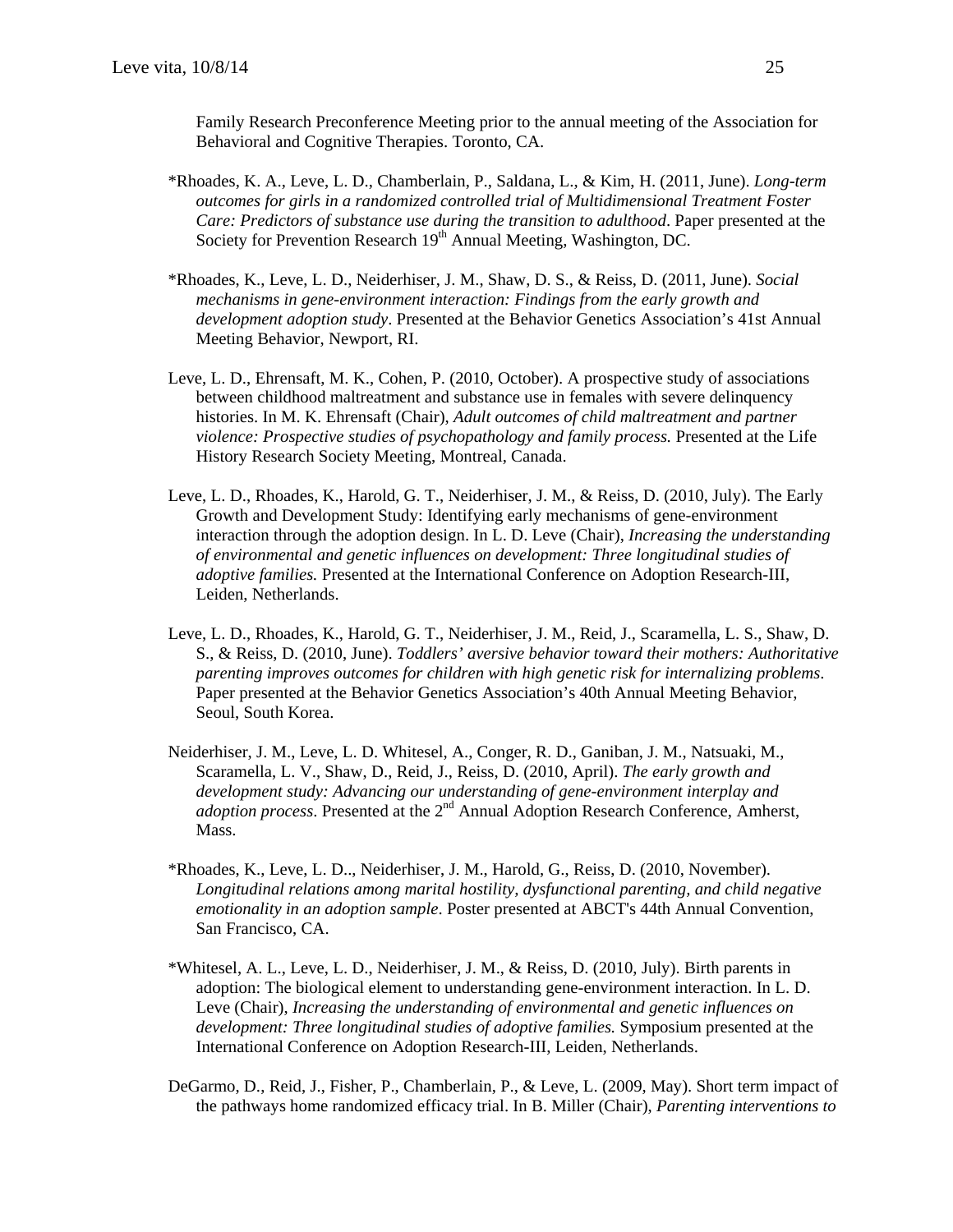Family Research Preconference Meeting prior to the annual meeting of the Association for Behavioral and Cognitive Therapies. Toronto, CA.

*Rhoades, K. A., Leve, L. D., Chamberlain, P., Saldana, L., & Kim, H. (2011, June). *Long-term outcomes for girls in a randomized controlled trial of Multidimensional Treatment Foster Care: Predictors of substance use during the transition to adulthood*. Paper presented at the Society for Prevention Research 19th Annual Meeting, Washington, DC.

*Rhoades, K., Leve, L. D., Neiderhiser, J. M., Shaw, D. S., & Reiss, D. (2011, June). *Social mechanisms in gene-environment interaction: Findings from the early growth and development adoption study*. Presented at the Behavior Genetics Association's 41st Annual Meeting Behavior, Newport, RI.

Leve, L. D., Ehrensaft, M. K., Cohen, P. (2010, October). A prospective study of associations between childhood maltreatment and substance use in females with severe delinquency histories. In M. K. Ehrensaft (Chair), *Adult outcomes of child maltreatment and partner violence: Prospective studies of psychopathology and family process.* Presented at the Life History Research Society Meeting, Montreal, Canada.

Leve, L. D., Rhoades, K., Harold, G. T., Neiderhiser, J. M., & Reiss, D. (2010, July). The Early Growth and Development Study: Identifying early mechanisms of gene-environment interaction through the adoption design. In L. D. Leve (Chair), *Increasing the understanding of environmental and genetic influences on development: Three longitudinal studies of adoptive families.* Presented at the International Conference on Adoption Research-III, Leiden, Netherlands.

Leve, L. D., Rhoades, K., Harold, G. T., Neiderhiser, J. M., Reid, J., Scaramella, L. S., Shaw, D. S., & Reiss, D. (2010, June). *Toddlers' aversive behavior toward their mothers: Authoritative parenting improves outcomes for children with high genetic risk for internalizing problems*. Paper presented at the Behavior Genetics Association's 40th Annual Meeting Behavior, Seoul, South Korea.

Neiderhiser, J. M., Leve, L. D. Whitesel, A., Conger, R. D., Ganiban, J. M., Natsuaki, M., Scaramella, L. V., Shaw, D., Reid, J., Reiss, D. (2010, April). *The early growth and development study: Advancing our understanding of gene-environment interplay and adoption process*. Presented at the 2nd Annual Adoption Research Conference, Amherst, Mass.

*Rhoades, K., Leve, L. D.., Neiderhiser, J. M., Harold, G., Reiss, D. (2010, November). *Longitudinal relations among marital hostility, dysfunctional parenting, and child negative emotionality in an adoption sample*. Poster presented at ABCT's 44th Annual Convention, San Francisco, CA.

*Whitesel, A. L., Leve, L. D., Neiderhiser, J. M., & Reiss, D. (2010, July). Birth parents in adoption: The biological element to understanding gene-environment interaction. In L. D. Leve (Chair), *Increasing the understanding of environmental and genetic influences on development: Three longitudinal studies of adoptive families.* Symposium presented at the International Conference on Adoption Research-III, Leiden, Netherlands.

DeGarmo, D., Reid, J., Fisher, P., Chamberlain, P., & Leve, L. (2009, May). Short term impact of the pathways home randomized efficacy trial. In B. Miller (Chair), *Parenting interventions to*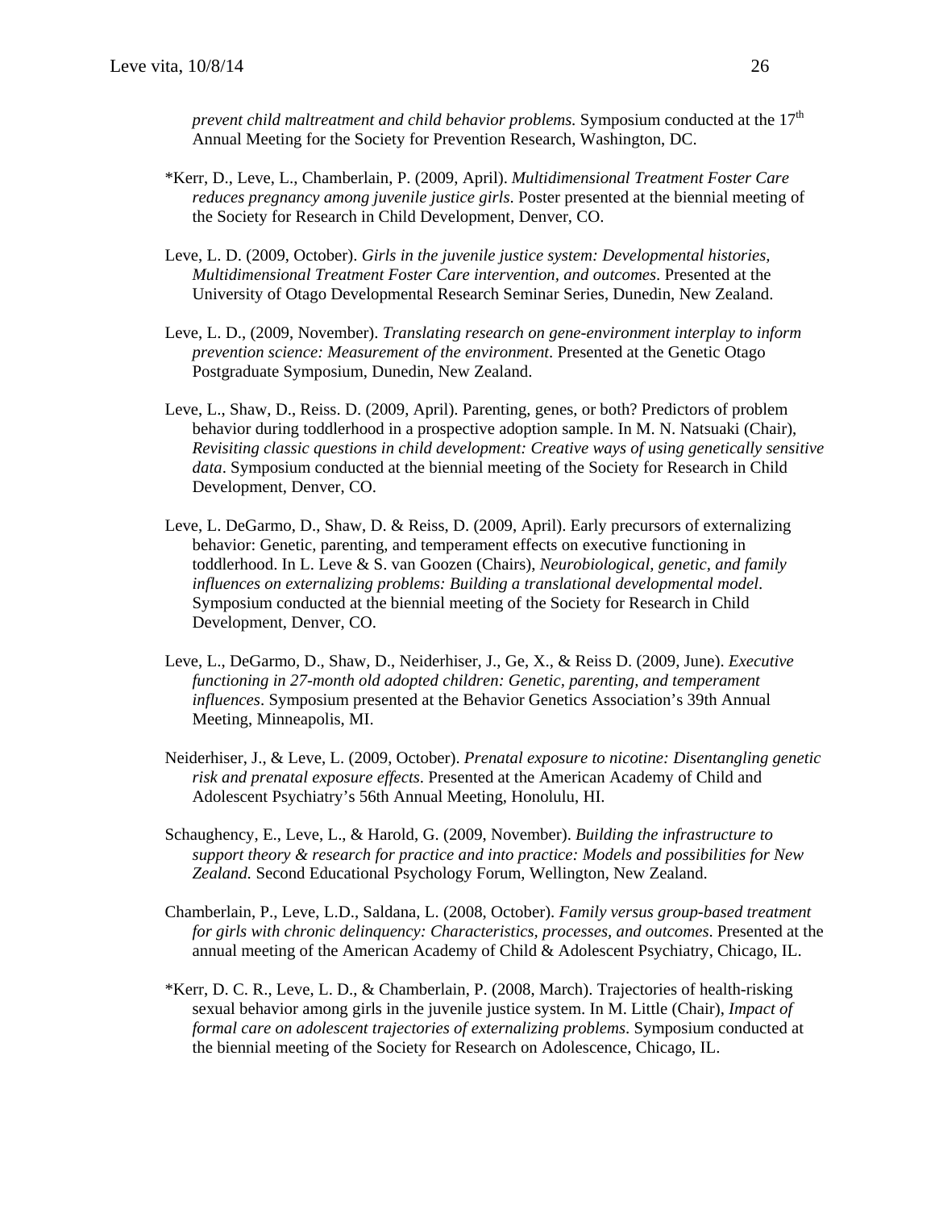*prevent child maltreatment and child behavior problems.* Symposium conducted at the 17th Annual Meeting for the Society for Prevention Research, Washington, DC.

*Kerr, D., Leve, L., Chamberlain, P. (2009, April). *Multidimensional Treatment Foster Care reduces pregnancy among juvenile justice girls*. Poster presented at the biennial meeting of the Society for Research in Child Development, Denver, CO.

Leve, L. D. (2009, October). *Girls in the juvenile justice system: Developmental histories, Multidimensional Treatment Foster Care intervention, and outcomes*. Presented at the University of Otago Developmental Research Seminar Series, Dunedin, New Zealand.

Leve, L. D., (2009, November). *Translating research on gene-environment interplay to inform prevention science: Measurement of the environment*. Presented at the Genetic Otago Postgraduate Symposium, Dunedin, New Zealand.

Leve, L., Shaw, D., Reiss. D. (2009, April). Parenting, genes, or both? Predictors of problem behavior during toddlerhood in a prospective adoption sample. In M. N. Natsuaki (Chair), *Revisiting classic questions in child development: Creative ways of using genetically sensitive data*. Symposium conducted at the biennial meeting of the Society for Research in Child Development, Denver, CO.

Leve, L. DeGarmo, D., Shaw, D. & Reiss, D. (2009, April). Early precursors of externalizing behavior: Genetic, parenting, and temperament effects on executive functioning in toddlerhood. In L. Leve & S. van Goozen (Chairs), *Neurobiological, genetic, and family influences on externalizing problems: Building a translational developmental model*. Symposium conducted at the biennial meeting of the Society for Research in Child Development, Denver, CO.

Leve, L., DeGarmo, D., Shaw, D., Neiderhiser, J., Ge, X., & Reiss D. (2009, June). *Executive functioning in 27-month old adopted children: Genetic, parenting, and temperament influences*. Symposium presented at the Behavior Genetics Association's 39th Annual Meeting, Minneapolis, MI.

Neiderhiser, J., & Leve, L. (2009, October). *Prenatal exposure to nicotine: Disentangling genetic risk and prenatal exposure effects*. Presented at the American Academy of Child and Adolescent Psychiatry's 56th Annual Meeting, Honolulu, HI.

Schaughency, E., Leve, L., & Harold, G. (2009, November). *Building the infrastructure to support theory & research for practice and into practice: Models and possibilities for New Zealand.* Second Educational Psychology Forum, Wellington, New Zealand.

Chamberlain, P., Leve, L.D., Saldana, L. (2008, October). *Family versus group-based treatment for girls with chronic delinquency: Characteristics, processes, and outcomes*. Presented at the annual meeting of the American Academy of Child & Adolescent Psychiatry, Chicago, IL.

*Kerr, D. C. R., Leve, L. D., & Chamberlain, P. (2008, March). Trajectories of health-risking sexual behavior among girls in the juvenile justice system. In M. Little (Chair), *Impact of formal care on adolescent trajectories of externalizing problems*. Symposium conducted at the biennial meeting of the Society for Research on Adolescence, Chicago, IL.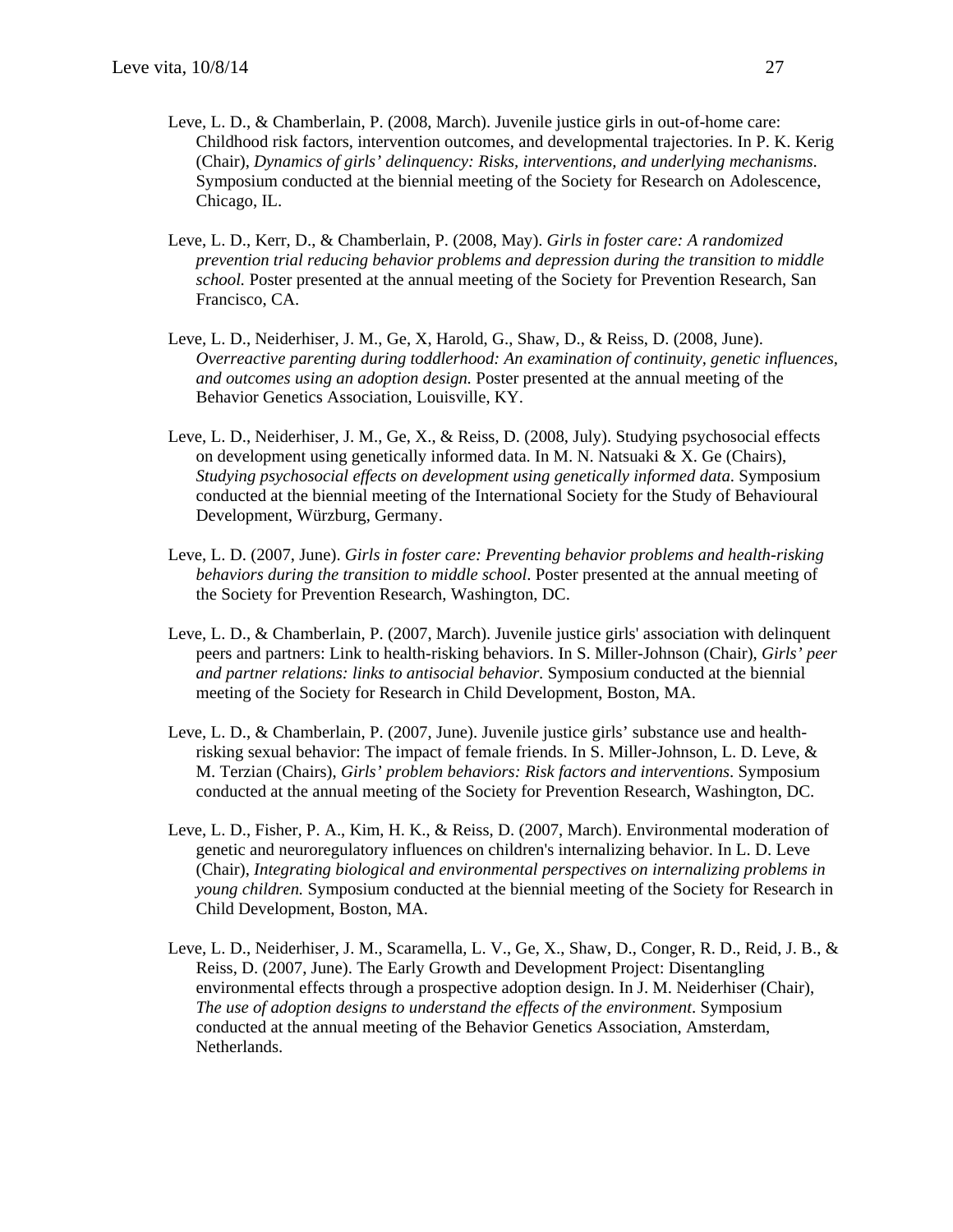Leve, L. D., & Chamberlain, P. (2008, March). Juvenile justice girls in out-of-home care: Childhood risk factors, intervention outcomes, and developmental trajectories. In P. K. Kerig (Chair), *Dynamics of girls' delinquency: Risks, interventions, and underlying mechanisms*. Symposium conducted at the biennial meeting of the Society for Research on Adolescence, Chicago, IL.

Leve, L. D., Kerr, D., & Chamberlain, P. (2008, May). *Girls in foster care: A randomized prevention trial reducing behavior problems and depression during the transition to middle school.* Poster presented at the annual meeting of the Society for Prevention Research, San Francisco, CA.

Leve, L. D., Neiderhiser, J. M., Ge, X, Harold, G., Shaw, D., & Reiss, D. (2008, June). *Overreactive parenting during toddlerhood: An examination of continuity, genetic influences, and outcomes using an adoption design.* Poster presented at the annual meeting of the Behavior Genetics Association, Louisville, KY.

Leve, L. D., Neiderhiser, J. M., Ge, X., & Reiss, D. (2008, July). Studying psychosocial effects on development using genetically informed data. In M. N. Natsuaki & X. Ge (Chairs), *Studying psychosocial effects on development using genetically informed data*. Symposium conducted at the biennial meeting of the International Society for the Study of Behavioural Development, Würzburg, Germany.

Leve, L. D. (2007, June). *Girls in foster care: Preventing behavior problems and health-risking behaviors during the transition to middle school*. Poster presented at the annual meeting of the Society for Prevention Research, Washington, DC.

Leve, L. D., & Chamberlain, P. (2007, March). Juvenile justice girls' association with delinquent peers and partners: Link to health-risking behaviors. In S. Miller-Johnson (Chair), *Girls' peer and partner relations: links to antisocial behavior*. Symposium conducted at the biennial meeting of the Society for Research in Child Development, Boston, MA.

Leve, L. D., & Chamberlain, P. (2007, June). Juvenile justice girls' substance use and health-risking sexual behavior: The impact of female friends. In S. Miller-Johnson, L. D. Leve, & M. Terzian (Chairs), *Girls' problem behaviors: Risk factors and interventions*. Symposium conducted at the annual meeting of the Society for Prevention Research, Washington, DC.

Leve, L. D., Fisher, P. A., Kim, H. K., & Reiss, D. (2007, March). Environmental moderation of genetic and neuroregulatory influences on children's internalizing behavior. In L. D. Leve (Chair), *Integrating biological and environmental perspectives on internalizing problems in young children.* Symposium conducted at the biennial meeting of the Society for Research in Child Development, Boston, MA.

Leve, L. D., Neiderhiser, J. M., Scaramella, L. V., Ge, X., Shaw, D., Conger, R. D., Reid, J. B., & Reiss, D. (2007, June). The Early Growth and Development Project: Disentangling environmental effects through a prospective adoption design. In J. M. Neiderhiser (Chair), *The use of adoption designs to understand the effects of the environment*. Symposium conducted at the annual meeting of the Behavior Genetics Association, Amsterdam, Netherlands.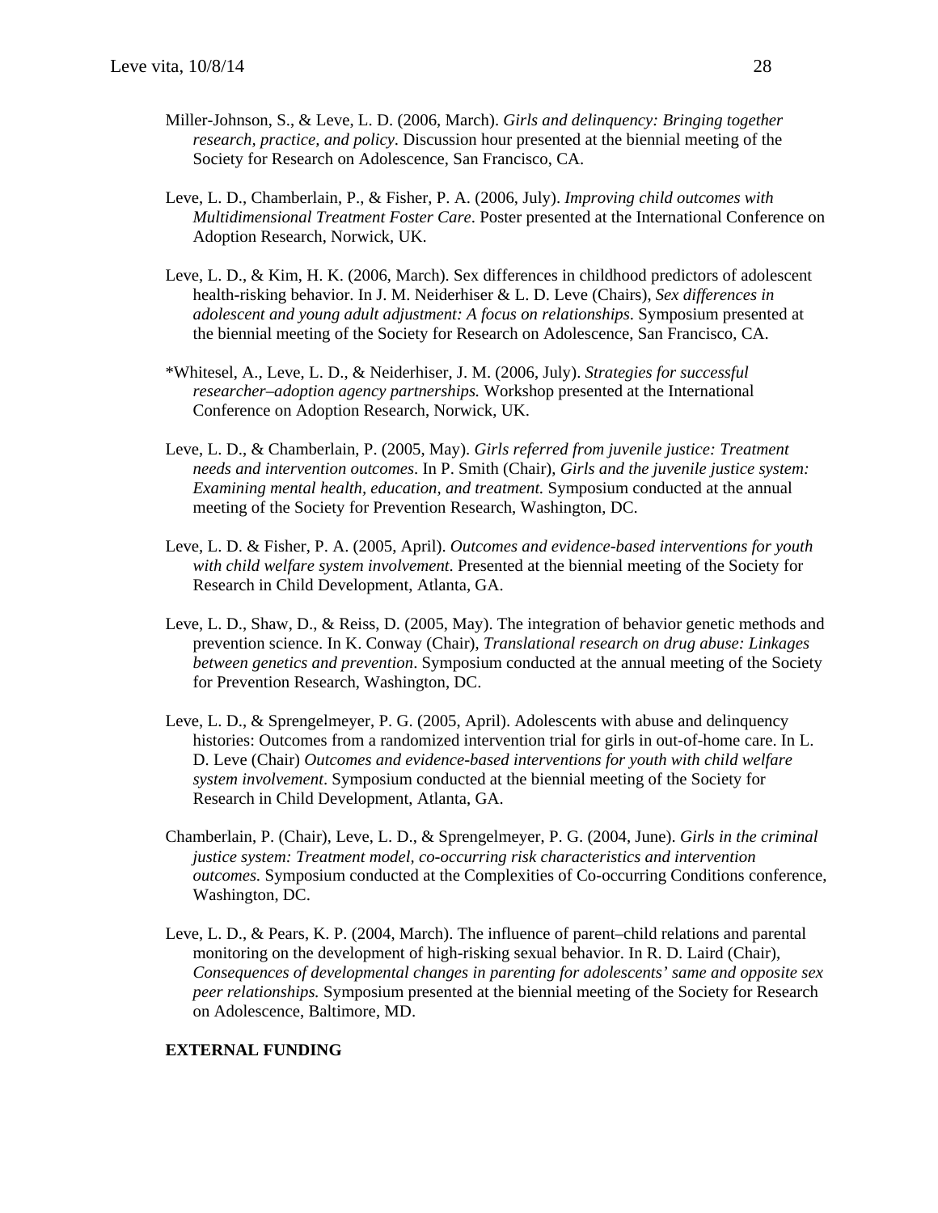Miller-Johnson, S., & Leve, L. D. (2006, March). *Girls and delinquency: Bringing together research, practice, and policy*. Discussion hour presented at the biennial meeting of the Society for Research on Adolescence, San Francisco, CA.

Leve, L. D., Chamberlain, P., & Fisher, P. A. (2006, July). *Improving child outcomes with Multidimensional Treatment Foster Care*. Poster presented at the International Conference on Adoption Research, Norwick, UK.

Leve, L. D., & Kim, H. K. (2006, March). Sex differences in childhood predictors of adolescent health-risking behavior. In J. M. Neiderhiser & L. D. Leve (Chairs), *Sex differences in adolescent and young adult adjustment: A focus on relationships*. Symposium presented at the biennial meeting of the Society for Research on Adolescence, San Francisco, CA.

*Whitesel, A., Leve, L. D., & Neiderhiser, J. M. (2006, July). *Strategies for successful researcher–adoption agency partnerships.* Workshop presented at the International Conference on Adoption Research, Norwick, UK.

Leve, L. D., & Chamberlain, P. (2005, May). *Girls referred from juvenile justice: Treatment needs and intervention outcomes*. In P. Smith (Chair), *Girls and the juvenile justice system: Examining mental health, education, and treatment.* Symposium conducted at the annual meeting of the Society for Prevention Research, Washington, DC.

Leve, L. D. & Fisher, P. A. (2005, April). *Outcomes and evidence-based interventions for youth with child welfare system involvement*. Presented at the biennial meeting of the Society for Research in Child Development, Atlanta, GA.

Leve, L. D., Shaw, D., & Reiss, D. (2005, May). The integration of behavior genetic methods and prevention science. In K. Conway (Chair), *Translational research on drug abuse: Linkages between genetics and prevention*. Symposium conducted at the annual meeting of the Society for Prevention Research, Washington, DC.

Leve, L. D., & Sprengelmeyer, P. G. (2005, April). Adolescents with abuse and delinquency histories: Outcomes from a randomized intervention trial for girls in out-of-home care. In L. D. Leve (Chair) *Outcomes and evidence-based interventions for youth with child welfare system involvement*. Symposium conducted at the biennial meeting of the Society for Research in Child Development, Atlanta, GA.

Chamberlain, P. (Chair), Leve, L. D., & Sprengelmeyer, P. G. (2004, June). *Girls in the criminal justice system: Treatment model, co-occurring risk characteristics and intervention outcomes*. Symposium conducted at the Complexities of Co-occurring Conditions conference, Washington, DC.

Leve, L. D., & Pears, K. P. (2004, March). The influence of parent–child relations and parental monitoring on the development of high-risking sexual behavior. In R. D. Laird (Chair), *Consequences of developmental changes in parenting for adolescents' same and opposite sex peer relationships.* Symposium presented at the biennial meeting of the Society for Research on Adolescence, Baltimore, MD.

**EXTERNAL FUNDING**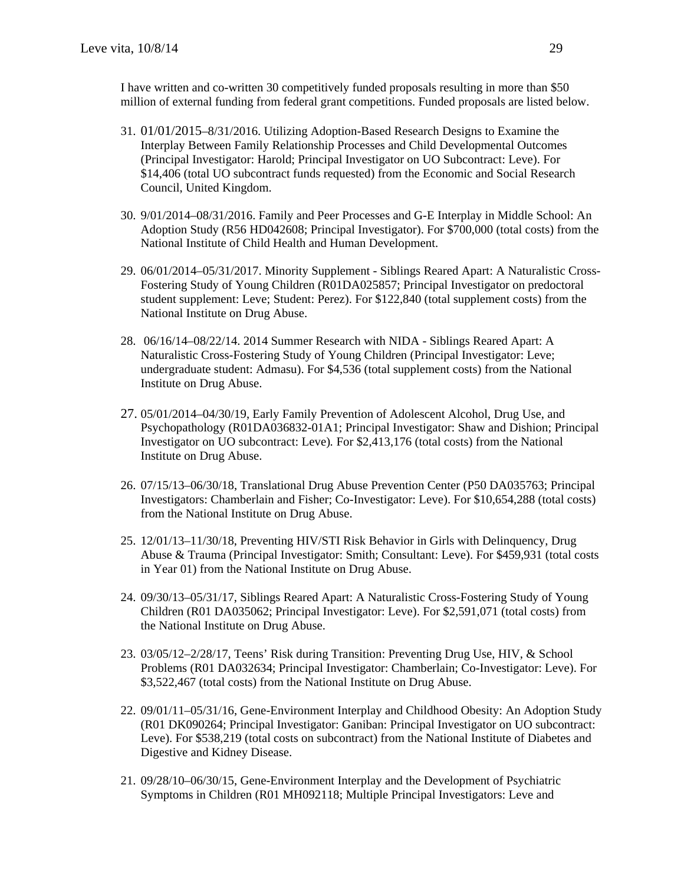I have written and co-written 30 competitively funded proposals resulting in more than $50 million of external funding from federal grant competitions. Funded proposals are listed below.

31. 01/01/2015–8/31/2016. Utilizing Adoption-Based Research Designs to Examine the Interplay Between Family Relationship Processes and Child Developmental Outcomes (Principal Investigator: Harold; Principal Investigator on UO Subcontract: Leve). For $14,406 (total UO subcontract funds requested) from the Economic and Social Research Council, United Kingdom.

30. 9/01/2014–08/31/2016. Family and Peer Processes and G-E Interplay in Middle School: An Adoption Study (R56 HD042608; Principal Investigator). For $700,000 (total costs) from the National Institute of Child Health and Human Development.

29. 06/01/2014–05/31/2017. Minority Supplement - Siblings Reared Apart: A Naturalistic Cross-Fostering Study of Young Children (R01DA025857; Principal Investigator on predoctoral student supplement: Leve; Student: Perez). For $122,840 (total supplement costs) from the National Institute on Drug Abuse.

28. 06/16/14–08/22/14. 2014 Summer Research with NIDA - Siblings Reared Apart: A Naturalistic Cross-Fostering Study of Young Children (Principal Investigator: Leve; undergraduate student: Admasu). For $4,536 (total supplement costs) from the National Institute on Drug Abuse.

27. 05/01/2014–04/30/19, Early Family Prevention of Adolescent Alcohol, Drug Use, and Psychopathology (R01DA036832-01A1; Principal Investigator: Shaw and Dishion; Principal Investigator on UO subcontract: Leve). For $2,413,176 (total costs) from the National Institute on Drug Abuse.

26. 07/15/13–06/30/18, Translational Drug Abuse Prevention Center (P50 DA035763; Principal Investigators: Chamberlain and Fisher; Co-Investigator: Leve). For $10,654,288 (total costs) from the National Institute on Drug Abuse.

25. 12/01/13–11/30/18, Preventing HIV/STI Risk Behavior in Girls with Delinquency, Drug Abuse & Trauma (Principal Investigator: Smith; Consultant: Leve). For $459,931 (total costs in Year 01) from the National Institute on Drug Abuse.

24. 09/30/13–05/31/17, Siblings Reared Apart: A Naturalistic Cross-Fostering Study of Young Children (R01 DA035062; Principal Investigator: Leve). For $2,591,071 (total costs) from the National Institute on Drug Abuse.

23. 03/05/12–2/28/17, Teens' Risk during Transition: Preventing Drug Use, HIV, & School Problems (R01 DA032634; Principal Investigator: Chamberlain; Co-Investigator: Leve). For $3,522,467 (total costs) from the National Institute on Drug Abuse.

22. 09/01/11–05/31/16, Gene-Environment Interplay and Childhood Obesity: An Adoption Study (R01 DK090264; Principal Investigator: Ganiban: Principal Investigator on UO subcontract: Leve). For $538,219 (total costs on subcontract) from the National Institute of Diabetes and Digestive and Kidney Disease.

21. 09/28/10–06/30/15, Gene-Environment Interplay and the Development of Psychiatric Symptoms in Children (R01 MH092118; Multiple Principal Investigators: Leve and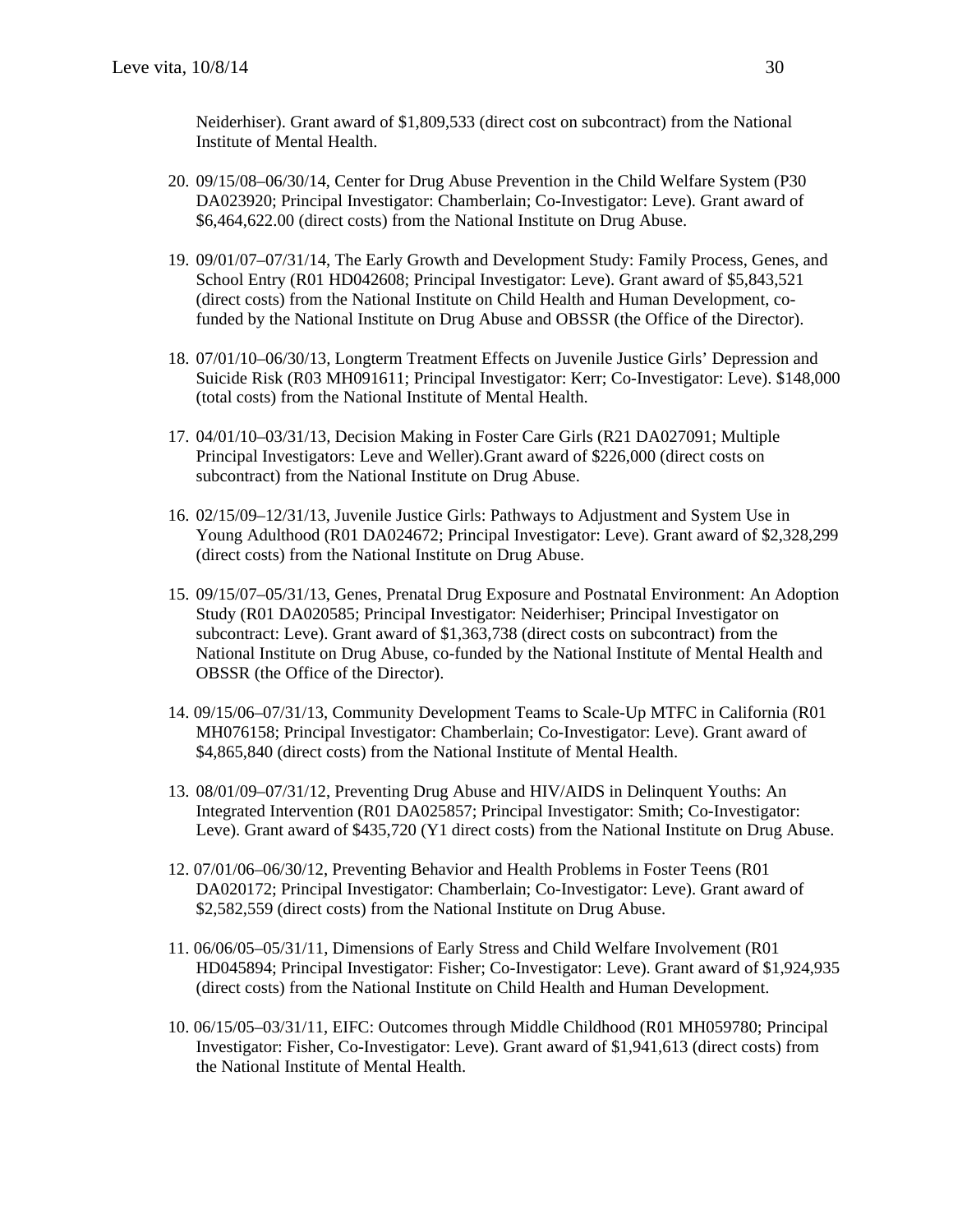Neiderhiser). Grant award of $1,809,533 (direct cost on subcontract) from the National Institute of Mental Health.

20. 09/15/08–06/30/14, Center for Drug Abuse Prevention in the Child Welfare System (P30 DA023920; Principal Investigator: Chamberlain; Co-Investigator: Leve). Grant award of $6,464,622.00 (direct costs) from the National Institute on Drug Abuse.

19. 09/01/07–07/31/14, The Early Growth and Development Study: Family Process, Genes, and School Entry (R01 HD042608; Principal Investigator: Leve). Grant award of $5,843,521 (direct costs) from the National Institute on Child Health and Human Development, co-funded by the National Institute on Drug Abuse and OBSSR (the Office of the Director).

18. 07/01/10–06/30/13, Longterm Treatment Effects on Juvenile Justice Girls' Depression and Suicide Risk (R03 MH091611; Principal Investigator: Kerr; Co-Investigator: Leve). $148,000 (total costs) from the National Institute of Mental Health.

17. 04/01/10–03/31/13, Decision Making in Foster Care Girls (R21 DA027091; Multiple Principal Investigators: Leve and Weller).Grant award of $226,000 (direct costs on subcontract) from the National Institute on Drug Abuse.

16. 02/15/09–12/31/13, Juvenile Justice Girls: Pathways to Adjustment and System Use in Young Adulthood (R01 DA024672; Principal Investigator: Leve). Grant award of $2,328,299 (direct costs) from the National Institute on Drug Abuse.

15. 09/15/07–05/31/13, Genes, Prenatal Drug Exposure and Postnatal Environment: An Adoption Study (R01 DA020585; Principal Investigator: Neiderhiser; Principal Investigator on subcontract: Leve). Grant award of $1,363,738 (direct costs on subcontract) from the National Institute on Drug Abuse, co-funded by the National Institute of Mental Health and OBSSR (the Office of the Director).

14. 09/15/06–07/31/13, Community Development Teams to Scale-Up MTFC in California (R01 MH076158; Principal Investigator: Chamberlain; Co-Investigator: Leve). Grant award of $4,865,840 (direct costs) from the National Institute of Mental Health.

13. 08/01/09–07/31/12, Preventing Drug Abuse and HIV/AIDS in Delinquent Youths: An Integrated Intervention (R01 DA025857; Principal Investigator: Smith; Co-Investigator: Leve). Grant award of $435,720 (Y1 direct costs) from the National Institute on Drug Abuse.

12. 07/01/06–06/30/12, Preventing Behavior and Health Problems in Foster Teens (R01 DA020172; Principal Investigator: Chamberlain; Co-Investigator: Leve). Grant award of $2,582,559 (direct costs) from the National Institute on Drug Abuse.

11. 06/06/05–05/31/11, Dimensions of Early Stress and Child Welfare Involvement (R01 HD045894; Principal Investigator: Fisher; Co-Investigator: Leve). Grant award of $1,924,935 (direct costs) from the National Institute on Child Health and Human Development.

10. 06/15/05–03/31/11, EIFC: Outcomes through Middle Childhood (R01 MH059780; Principal Investigator: Fisher, Co-Investigator: Leve). Grant award of $1,941,613 (direct costs) from the National Institute of Mental Health.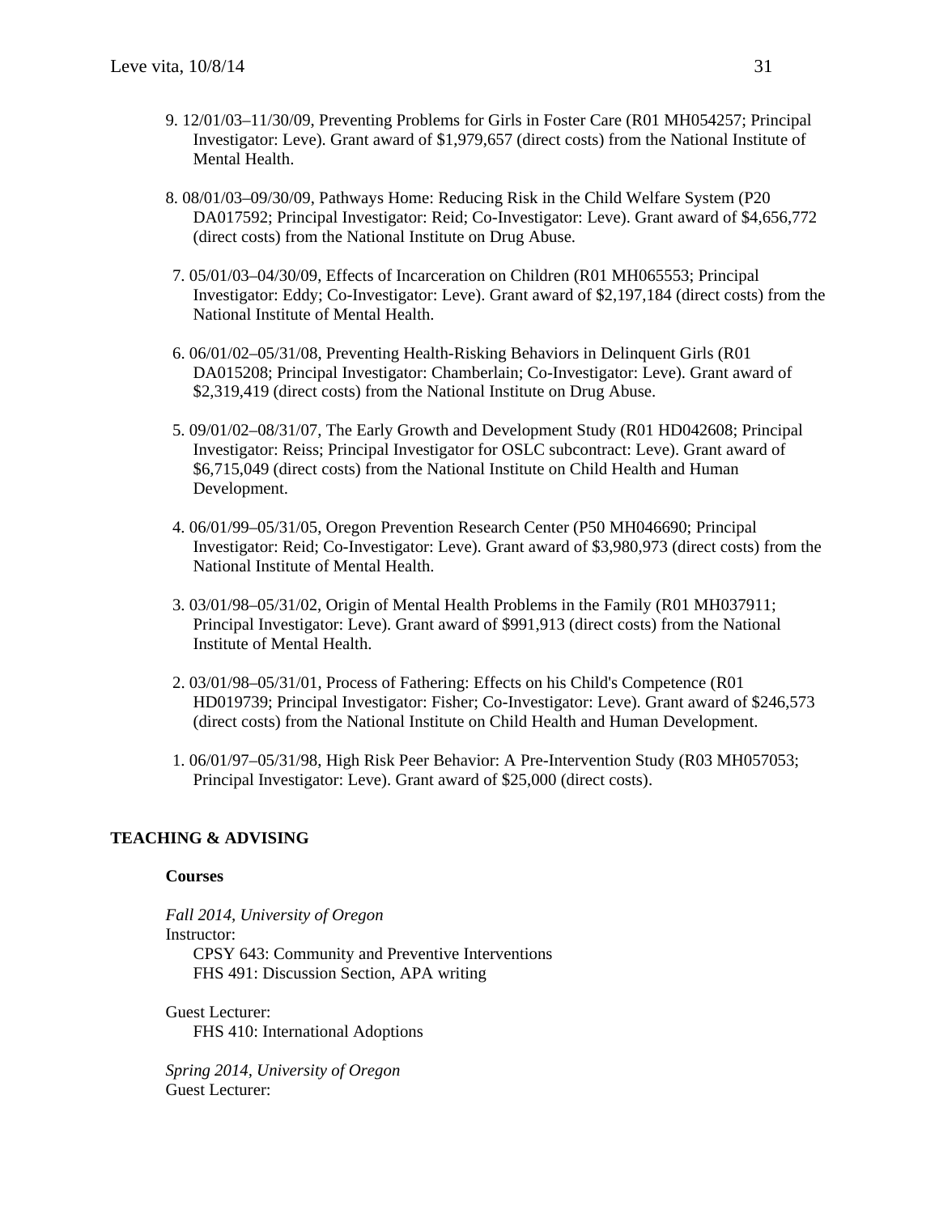9. 12/01/03–11/30/09, Preventing Problems for Girls in Foster Care (R01 MH054257; Principal Investigator: Leve). Grant award of $1,979,657 (direct costs) from the National Institute of Mental Health.

8. 08/01/03–09/30/09, Pathways Home: Reducing Risk in the Child Welfare System (P20 DA017592; Principal Investigator: Reid; Co-Investigator: Leve). Grant award of $4,656,772 (direct costs) from the National Institute on Drug Abuse.

7. 05/01/03–04/30/09, Effects of Incarceration on Children (R01 MH065553; Principal Investigator: Eddy; Co-Investigator: Leve). Grant award of $2,197,184 (direct costs) from the National Institute of Mental Health.

6. 06/01/02–05/31/08, Preventing Health-Risking Behaviors in Delinquent Girls (R01 DA015208; Principal Investigator: Chamberlain; Co-Investigator: Leve). Grant award of $2,319,419 (direct costs) from the National Institute on Drug Abuse.

5. 09/01/02–08/31/07, The Early Growth and Development Study (R01 HD042608; Principal Investigator: Reiss; Principal Investigator for OSLC subcontract: Leve). Grant award of $6,715,049 (direct costs) from the National Institute on Child Health and Human Development.

4. 06/01/99–05/31/05, Oregon Prevention Research Center (P50 MH046690; Principal Investigator: Reid; Co-Investigator: Leve). Grant award of $3,980,973 (direct costs) from the National Institute of Mental Health.

3. 03/01/98–05/31/02, Origin of Mental Health Problems in the Family (R01 MH037911; Principal Investigator: Leve). Grant award of $991,913 (direct costs) from the National Institute of Mental Health.

2. 03/01/98–05/31/01, Process of Fathering: Effects on his Child's Competence (R01 HD019739; Principal Investigator: Fisher; Co-Investigator: Leve). Grant award of $246,573 (direct costs) from the National Institute on Child Health and Human Development.

1. 06/01/97–05/31/98, High Risk Peer Behavior: A Pre-Intervention Study (R03 MH057053; Principal Investigator: Leve). Grant award of $25,000 (direct costs).

## TEACHING & ADVISING

### Courses

*Fall 2014, University of Oregon*
Instructor:
CPSY 643: Community and Preventive Interventions
FHS 491: Discussion Section, APA writing

Guest Lecturer:
FHS 410: International Adoptions

*Spring 2014, University of Oregon*
Guest Lecturer: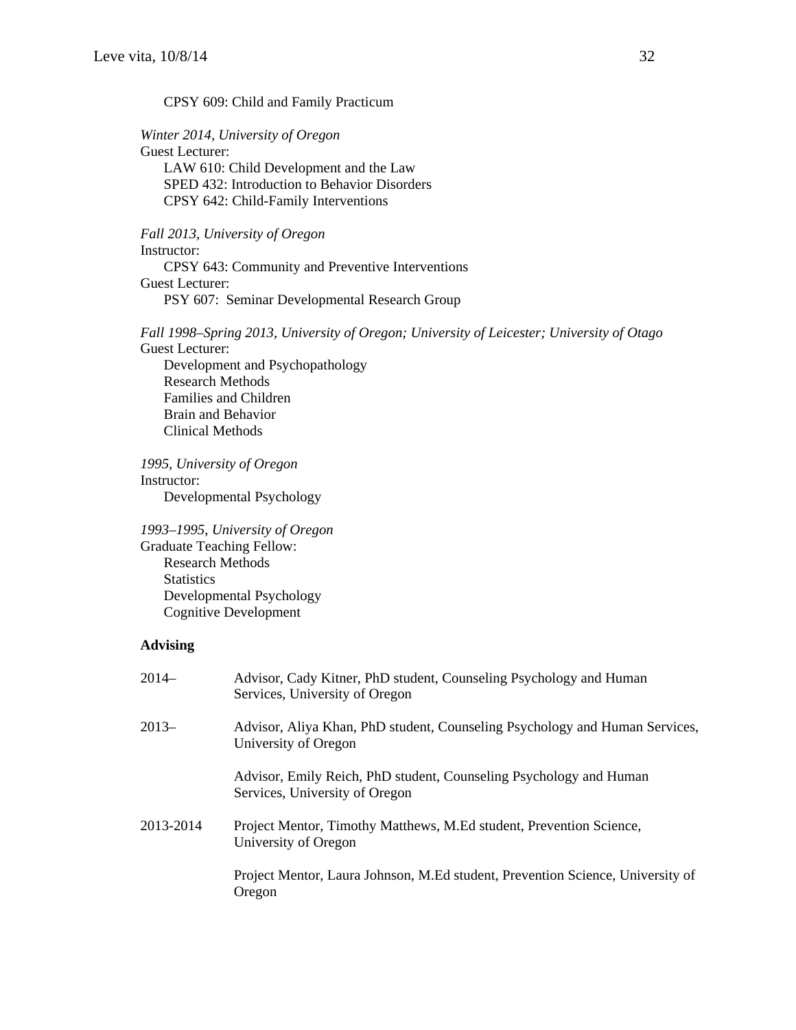CPSY 609: Child and Family Practicum

*Winter 2014, University of Oregon*
Guest Lecturer:
LAW 610: Child Development and the Law
SPED 432: Introduction to Behavior Disorders
CPSY 642: Child-Family Interventions

*Fall 2013, University of Oregon*
Instructor:
CPSY 643: Community and Preventive Interventions
Guest Lecturer:
PSY 607: Seminar Developmental Research Group

*Fall 1998–Spring 2013, University of Oregon; University of Leicester; University of Otago*
Guest Lecturer:
Development and Psychopathology
Research Methods
Families and Children
Brain and Behavior
Clinical Methods

*1995, University of Oregon*
Instructor:
Developmental Psychology

*1993–1995, University of Oregon*
Graduate Teaching Fellow:
Research Methods
Statistics
Developmental Psychology
Cognitive Development

**Advising**

2014– Advisor, Cady Kitner, PhD student, Counseling Psychology and Human Services, University of Oregon

2013– Advisor, Aliya Khan, PhD student, Counseling Psychology and Human Services, University of Oregon

Advisor, Emily Reich, PhD student, Counseling Psychology and Human Services, University of Oregon

2013-2014 Project Mentor, Timothy Matthews, M.Ed student, Prevention Science, University of Oregon

Project Mentor, Laura Johnson, M.Ed student, Prevention Science, University of Oregon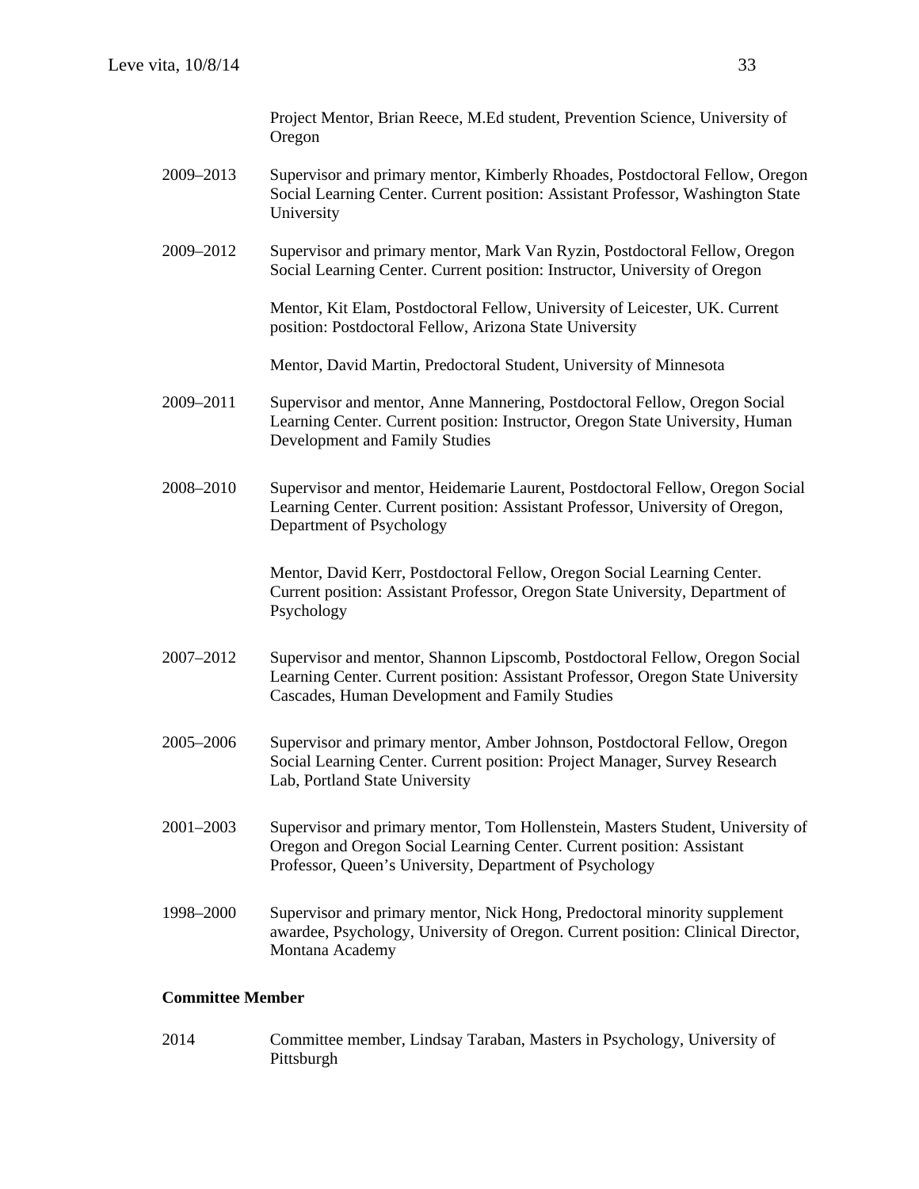Project Mentor, Brian Reece, M.Ed student, Prevention Science, University of Oregon

2009–2013 Supervisor and primary mentor, Kimberly Rhoades, Postdoctoral Fellow, Oregon Social Learning Center. Current position: Assistant Professor, Washington State University

2009–2012 Supervisor and primary mentor, Mark Van Ryzin, Postdoctoral Fellow, Oregon Social Learning Center. Current position: Instructor, University of Oregon

Mentor, Kit Elam, Postdoctoral Fellow, University of Leicester, UK. Current position: Postdoctoral Fellow, Arizona State University

Mentor, David Martin, Predoctoral Student, University of Minnesota

2009–2011 Supervisor and mentor, Anne Mannering, Postdoctoral Fellow, Oregon Social Learning Center. Current position: Instructor, Oregon State University, Human Development and Family Studies

2008–2010 Supervisor and mentor, Heidemarie Laurent, Postdoctoral Fellow, Oregon Social Learning Center. Current position: Assistant Professor, University of Oregon, Department of Psychology

Mentor, David Kerr, Postdoctoral Fellow, Oregon Social Learning Center. Current position: Assistant Professor, Oregon State University, Department of Psychology

2007–2012 Supervisor and mentor, Shannon Lipscomb, Postdoctoral Fellow, Oregon Social Learning Center. Current position: Assistant Professor, Oregon State University Cascades, Human Development and Family Studies

2005–2006 Supervisor and primary mentor, Amber Johnson, Postdoctoral Fellow, Oregon Social Learning Center. Current position: Project Manager, Survey Research Lab, Portland State University

2001–2003 Supervisor and primary mentor, Tom Hollenstein, Masters Student, University of Oregon and Oregon Social Learning Center. Current position: Assistant Professor, Queen's University, Department of Psychology

1998–2000 Supervisor and primary mentor, Nick Hong, Predoctoral minority supplement awardee, Psychology, University of Oregon. Current position: Clinical Director, Montana Academy

**Committee Member**

2014 Committee member, Lindsay Taraban, Masters in Psychology, University of Pittsburgh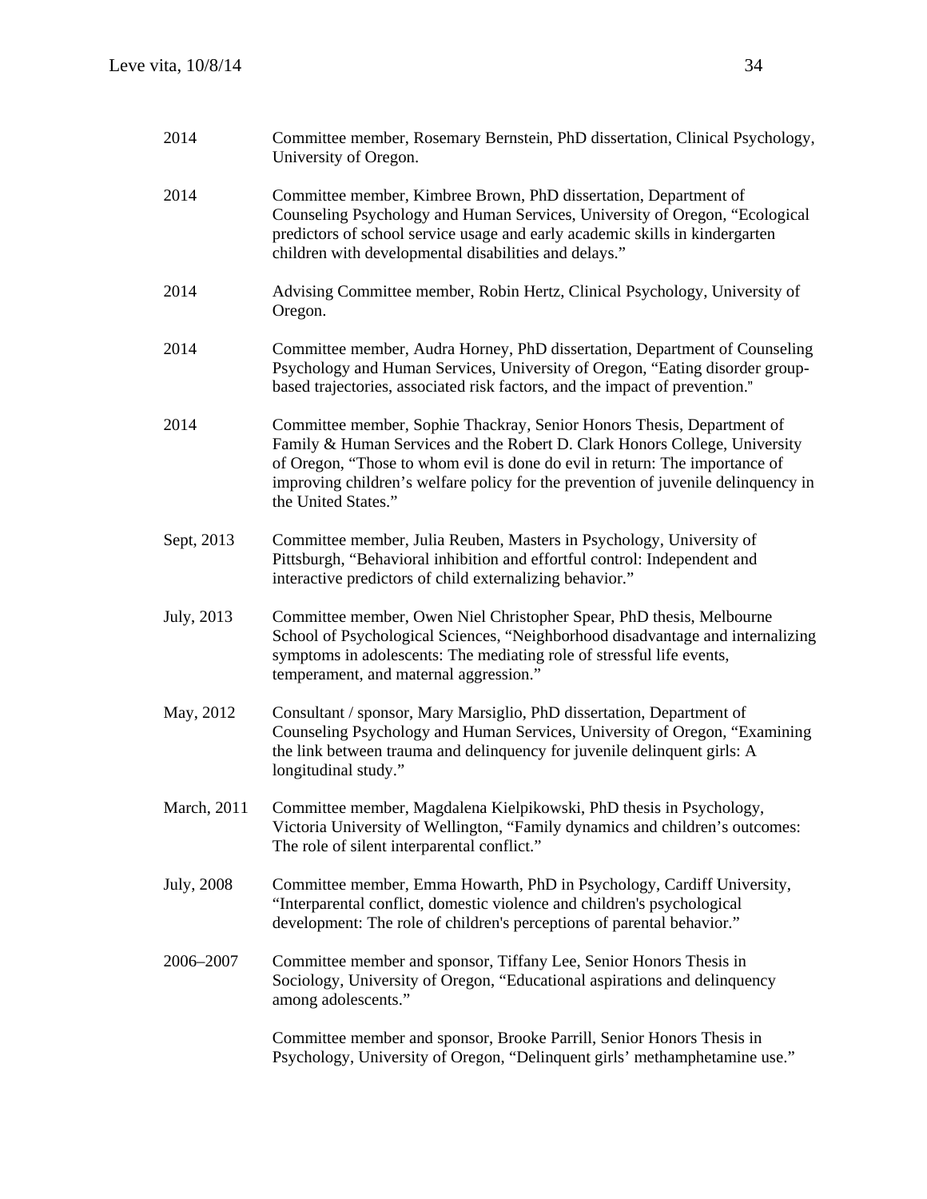2014 Committee member, Rosemary Bernstein, PhD dissertation, Clinical Psychology, University of Oregon.

2014 Committee member, Kimbree Brown, PhD dissertation, Department of Counseling Psychology and Human Services, University of Oregon, "Ecological predictors of school service usage and early academic skills in kindergarten children with developmental disabilities and delays."

2014 Advising Committee member, Robin Hertz, Clinical Psychology, University of Oregon.

2014 Committee member, Audra Horney, PhD dissertation, Department of Counseling Psychology and Human Services, University of Oregon, "Eating disorder group-based trajectories, associated risk factors, and the impact of prevention."

2014 Committee member, Sophie Thackray, Senior Honors Thesis, Department of Family & Human Services and the Robert D. Clark Honors College, University of Oregon, "Those to whom evil is done do evil in return: The importance of improving children's welfare policy for the prevention of juvenile delinquency in the United States."

Sept, 2013 Committee member, Julia Reuben, Masters in Psychology, University of Pittsburgh, "Behavioral inhibition and effortful control: Independent and interactive predictors of child externalizing behavior."

July, 2013 Committee member, Owen Niel Christopher Spear, PhD thesis, Melbourne School of Psychological Sciences, "Neighborhood disadvantage and internalizing symptoms in adolescents: The mediating role of stressful life events, temperament, and maternal aggression."

May, 2012 Consultant / sponsor, Mary Marsiglio, PhD dissertation, Department of Counseling Psychology and Human Services, University of Oregon, "Examining the link between trauma and delinquency for juvenile delinquent girls: A longitudinal study."

March, 2011 Committee member, Magdalena Kielpikowski, PhD thesis in Psychology, Victoria University of Wellington, "Family dynamics and children's outcomes: The role of silent interparental conflict."

July, 2008 Committee member, Emma Howarth, PhD in Psychology, Cardiff University, "Interparental conflict, domestic violence and children's psychological development: The role of children's perceptions of parental behavior."

2006–2007 Committee member and sponsor, Tiffany Lee, Senior Honors Thesis in Sociology, University of Oregon, "Educational aspirations and delinquency among adolescents."

Committee member and sponsor, Brooke Parrill, Senior Honors Thesis in Psychology, University of Oregon, "Delinquent girls' methamphetamine use."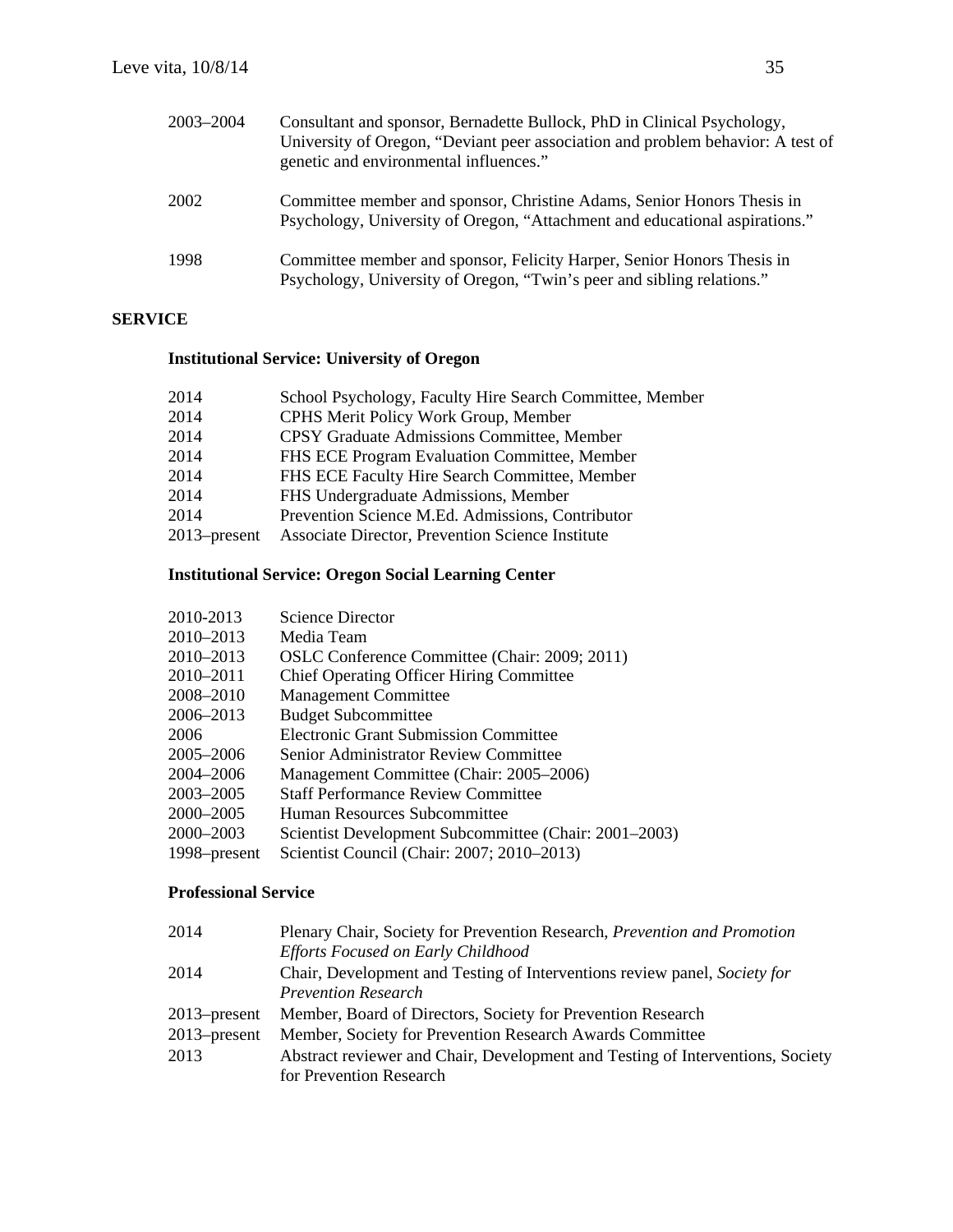| | |
|---|---|
| 2003–2004 | Consultant and sponsor, Bernadette Bullock, PhD in Clinical Psychology, University of Oregon, "Deviant peer association and problem behavior: A test of genetic and environmental influences." |
| 2002 | Committee member and sponsor, Christine Adams, Senior Honors Thesis in Psychology, University of Oregon, "Attachment and educational aspirations." |
| 1998 | Committee member and sponsor, Felicity Harper, Senior Honors Thesis in Psychology, University of Oregon, "Twin's peer and sibling relations." |

## SERVICE

### Institutional Service: University of Oregon

| | |
|---|---|
| 2014 | School Psychology, Faculty Hire Search Committee, Member |
| 2014 | CPHS Merit Policy Work Group, Member |
| 2014 | CPSY Graduate Admissions Committee, Member |
| 2014 | FHS ECE Program Evaluation Committee, Member |
| 2014 | FHS ECE Faculty Hire Search Committee, Member |
| 2014 | FHS Undergraduate Admissions, Member |
| 2014 | Prevention Science M.Ed. Admissions, Contributor |
| 2013–present | Associate Director, Prevention Science Institute |

### Institutional Service: Oregon Social Learning Center

| | |
|---|---|
| 2010-2013 | Science Director |
| 2010–2013 | Media Team |
| 2010–2013 | OSLC Conference Committee (Chair: 2009; 2011) |
| 2010–2011 | Chief Operating Officer Hiring Committee |
| 2008–2010 | Management Committee |
| 2006–2013 | Budget Subcommittee |
| 2006 | Electronic Grant Submission Committee |
| 2005–2006 | Senior Administrator Review Committee |
| 2004–2006 | Management Committee (Chair: 2005–2006) |
| 2003–2005 | Staff Performance Review Committee |
| 2000–2005 | Human Resources Subcommittee |
| 2000–2003 | Scientist Development Subcommittee (Chair: 2001–2003) |
| 1998–present | Scientist Council (Chair: 2007; 2010–2013) |

### Professional Service

| | |
|---|---|
| 2014 | Plenary Chair, Society for Prevention Research, *Prevention and Promotion Efforts Focused on Early Childhood* |
| 2014 | Chair, Development and Testing of Interventions review panel, *Society for Prevention Research* |
| 2013–present | Member, Board of Directors, Society for Prevention Research |
| 2013–present | Member, Society for Prevention Research Awards Committee |
| 2013 | Abstract reviewer and Chair, Development and Testing of Interventions, Society for Prevention Research |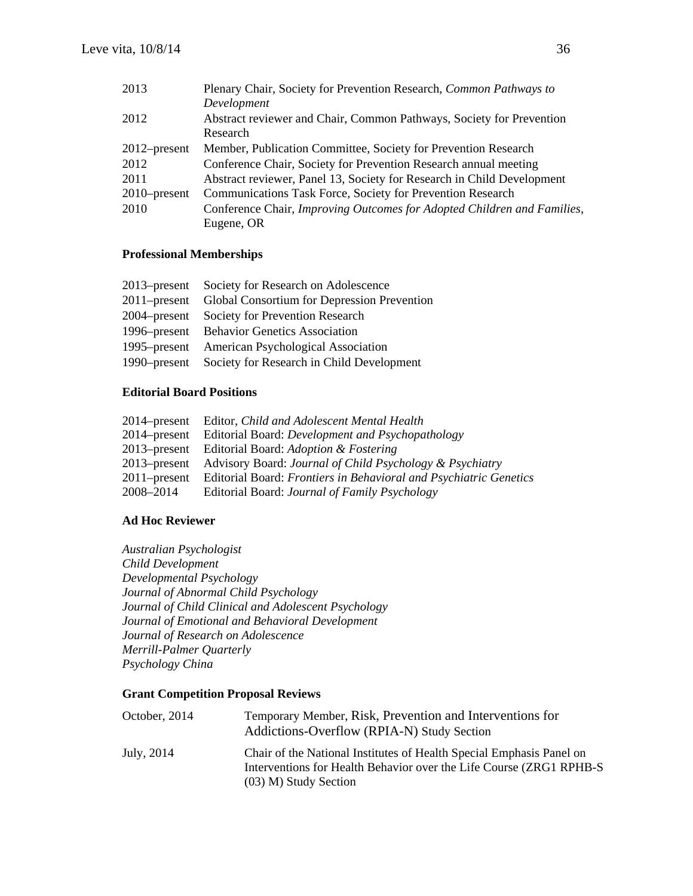| | |
|---|---|
| 2013 | Plenary Chair, Society for Prevention Research, *Common Pathways to Development* |
| 2012 | Abstract reviewer and Chair, Common Pathways, Society for Prevention Research |
| 2012–present | Member, Publication Committee, Society for Prevention Research |
| 2012 | Conference Chair, Society for Prevention Research annual meeting |
| 2011 | Abstract reviewer, Panel 13, Society for Research in Child Development |
| 2010–present | Communications Task Force, Society for Prevention Research |
| 2010 | Conference Chair, *Improving Outcomes for Adopted Children and Families*, Eugene, OR |

### Professional Memberships

| | |
|---|---|
| 2013–present | Society for Research on Adolescence |
| 2011–present | Global Consortium for Depression Prevention |
| 2004–present | Society for Prevention Research |
| 1996–present | Behavior Genetics Association |
| 1995–present | American Psychological Association |
| 1990–present | Society for Research in Child Development |

### Editorial Board Positions

| | |
|---|---|
| 2014–present | Editor, *Child and Adolescent Mental Health* |
| 2014–present | Editorial Board: *Development and Psychopathology* |
| 2013–present | Editorial Board: *Adoption & Fostering* |
| 2013–present | Advisory Board: *Journal of Child Psychology & Psychiatry* |
| 2011–present | Editorial Board: *Frontiers in Behavioral and Psychiatric Genetics* |
| 2008–2014 | Editorial Board: *Journal of Family Psychology* |

### Ad Hoc Reviewer

*Australian Psychologist*
*Child Development*
*Developmental Psychology*
*Journal of Abnormal Child Psychology*
*Journal of Child Clinical and Adolescent Psychology*
*Journal of Emotional and Behavioral Development*
*Journal of Research on Adolescence*
*Merrill-Palmer Quarterly*
*Psychology China*

### Grant Competition Proposal Reviews

| | |
|---|---|
| October, 2014 | Temporary Member, Risk, Prevention and Interventions for Addictions-Overflow (RPIA-N) Study Section |
| July, 2014 | Chair of the National Institutes of Health Special Emphasis Panel on Interventions for Health Behavior over the Life Course (ZRG1 RPHB-S (03) M) Study Section |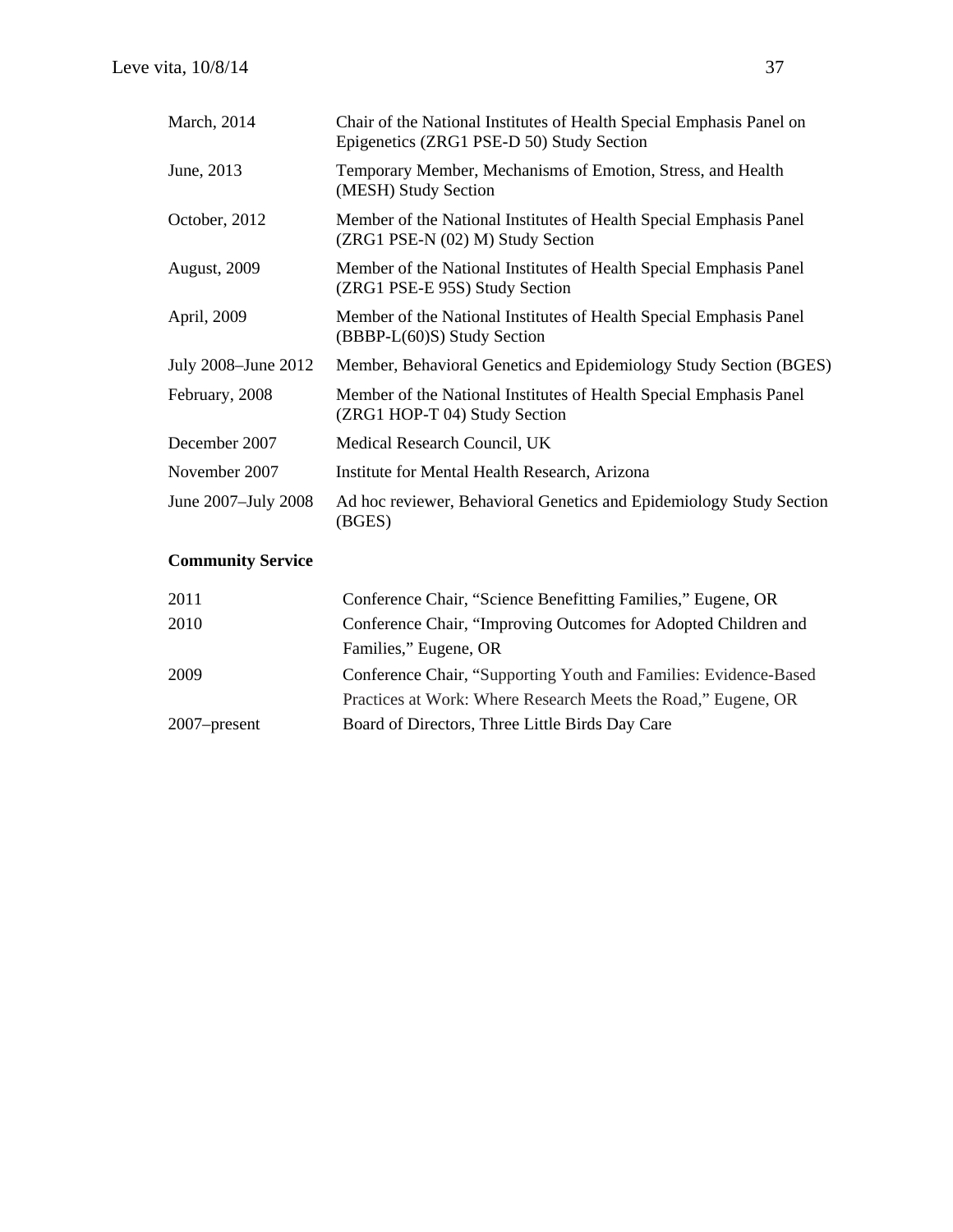| | |
|---|---|
| March, 2014 | Chair of the National Institutes of Health Special Emphasis Panel on Epigenetics (ZRG1 PSE-D 50) Study Section |
| June, 2013 | Temporary Member, Mechanisms of Emotion, Stress, and Health (MESH) Study Section |
| October, 2012 | Member of the National Institutes of Health Special Emphasis Panel (ZRG1 PSE-N (02) M) Study Section |
| August, 2009 | Member of the National Institutes of Health Special Emphasis Panel (ZRG1 PSE-E 95S) Study Section |
| April, 2009 | Member of the National Institutes of Health Special Emphasis Panel (BBBP-L(60)S) Study Section |
| July 2008–June 2012 | Member, Behavioral Genetics and Epidemiology Study Section (BGES) |
| February, 2008 | Member of the National Institutes of Health Special Emphasis Panel (ZRG1 HOP-T 04) Study Section |
| December 2007 | Medical Research Council, UK |
| November 2007 | Institute for Mental Health Research, Arizona |
| June 2007–July 2008 | Ad hoc reviewer, Behavioral Genetics and Epidemiology Study Section (BGES) |

**Community Service**

| | |
|---|---|
| 2011 | Conference Chair, "Science Benefitting Families," Eugene, OR |
| 2010 | Conference Chair, "Improving Outcomes for Adopted Children and Families," Eugene, OR |
| 2009 | Conference Chair, "Supporting Youth and Families: Evidence-Based Practices at Work: Where Research Meets the Road," Eugene, OR |
| 2007–present | Board of Directors, Three Little Birds Day Care |